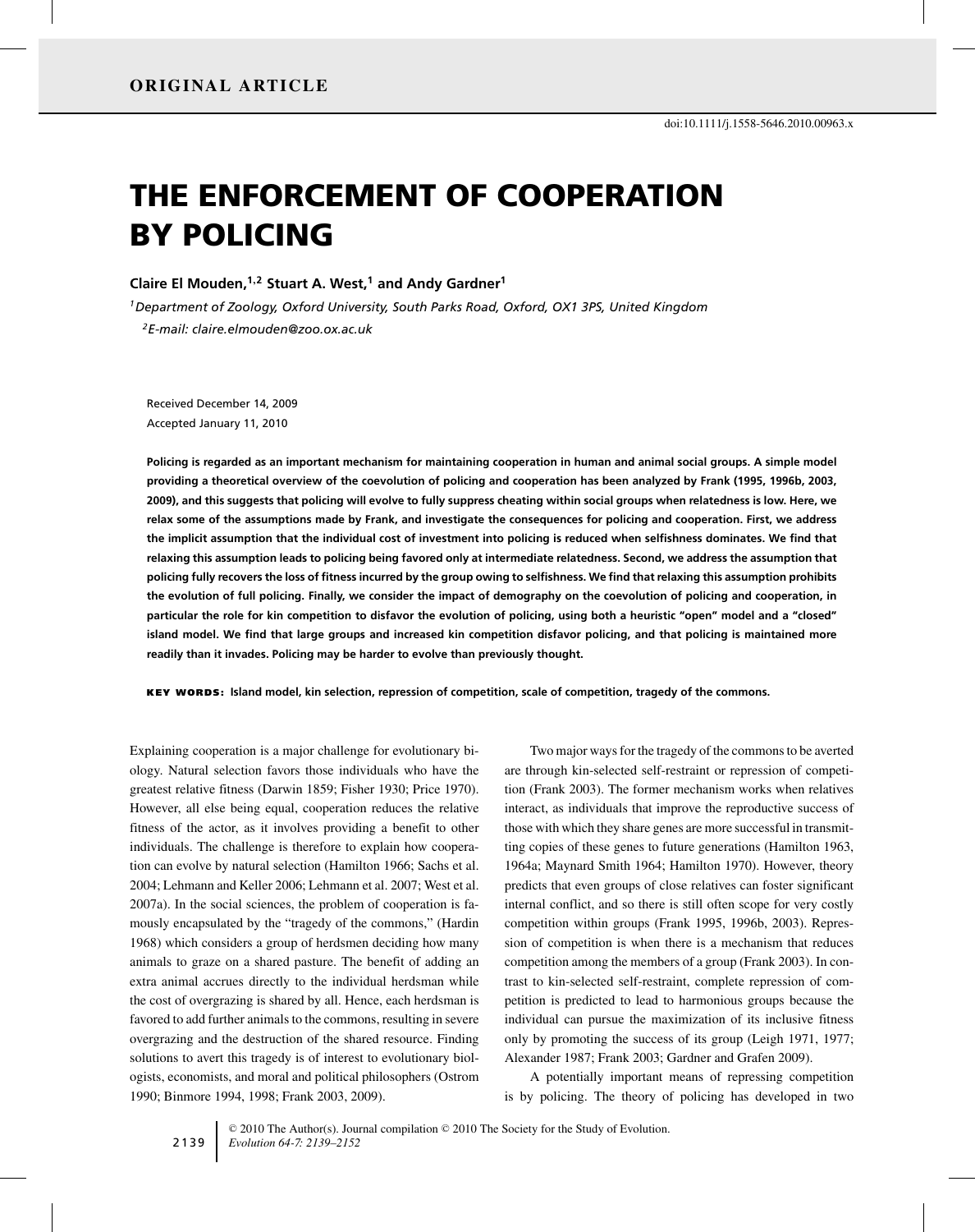ORIGINAL ARTICLE

doi:10.1111/j.1558-5646.2010.00963.x

# THE ENFORCEMENT OF COOPERATION BY POLICING

**Claire El Mouden,[1,2] Stuart A. West,[1] and Andy Gardner[1]**

*[1]Department of Zoology, Oxford University, South Parks Road, Oxford, OX1 3PS, United Kingdom*

*[2]E-mail: claire.elmouden@zoo.ox.ac.uk*

Received December 14, 2009

Accepted January 11, 2010

**Policing is regarded as an important mechanism for maintaining cooperation in human and animal social groups. A simple model providing a theoretical overview of the coevolution of policing and cooperation has been analyzed by Frank (1995, 1996b, 2003, 2009), and this suggests that policing will evolve to fully suppress cheating within social groups when relatedness is low. Here, we relax some of the assumptions made by Frank, and investigate the consequences for policing and cooperation. First, we address the implicit assumption that the individual cost of investment into policing is reduced when selfishness dominates. We find that relaxing this assumption leads to policing being favored only at intermediate relatedness. Second, we address the assumption that policing fully recovers the loss of fitness incurred by the group owing to selfishness. We find that relaxing this assumption prohibits the evolution of full policing. Finally, we consider the impact of demography on the coevolution of policing and cooperation, in particular the role for kin competition to disfavor the evolution of policing, using both a heuristic "open" model and a "closed" island model. We find that large groups and increased kin competition disfavor policing, and that policing is maintained more readily than it invades. Policing may be harder to evolve than previously thought.**

**KEY WORDS:** Island model, kin selection, repression of competition, scale of competition, tragedy of the commons.

Explaining cooperation is a major challenge for evolutionary biology. Natural selection favors those individuals who have the greatest relative fitness (Darwin 1859; Fisher 1930; Price 1970). However, all else being equal, cooperation reduces the relative fitness of the actor, as it involves providing a benefit to other individuals. The challenge is therefore to explain how cooperation can evolve by natural selection (Hamilton 1966; Sachs et al. 2004; Lehmann and Keller 2006; Lehmann et al. 2007; West et al. 2007a). In the social sciences, the problem of cooperation is famously encapsulated by the "tragedy of the commons," (Hardin 1968) which considers a group of herdsmen deciding how many animals to graze on a shared pasture. The benefit of adding an extra animal accrues directly to the individual herdsman while the cost of overgrazing is shared by all. Hence, each herdsman is favored to add further animals to the commons, resulting in severe overgrazing and the destruction of the shared resource. Finding solutions to avert this tragedy is of interest to evolutionary biologists, economists, and moral and political philosophers (Ostrom 1990; Binmore 1994, 1998; Frank 2003, 2009).

Two major ways for the tragedy of the commons to be averted are through kin-selected self-restraint or repression of competition (Frank 2003). The former mechanism works when relatives interact, as individuals that improve the reproductive success of those with which they share genes are more successful in transmitting copies of these genes to future generations (Hamilton 1963, 1964a; Maynard Smith 1964; Hamilton 1970). However, theory predicts that even groups of close relatives can foster significant internal conflict, and so there is still often scope for very costly competition within groups (Frank 1995, 1996b, 2003). Repression of competition is when there is a mechanism that reduces competition among the members of a group (Frank 2003). In contrast to kin-selected self-restraint, complete repression of competition is predicted to lead to harmonious groups because the individual can pursue the maximization of its inclusive fitness only by promoting the success of its group (Leigh 1971, 1977; Alexander 1987; Frank 2003; Gardner and Grafen 2009).

A potentially important means of repressing competition is by policing. The theory of policing has developed in two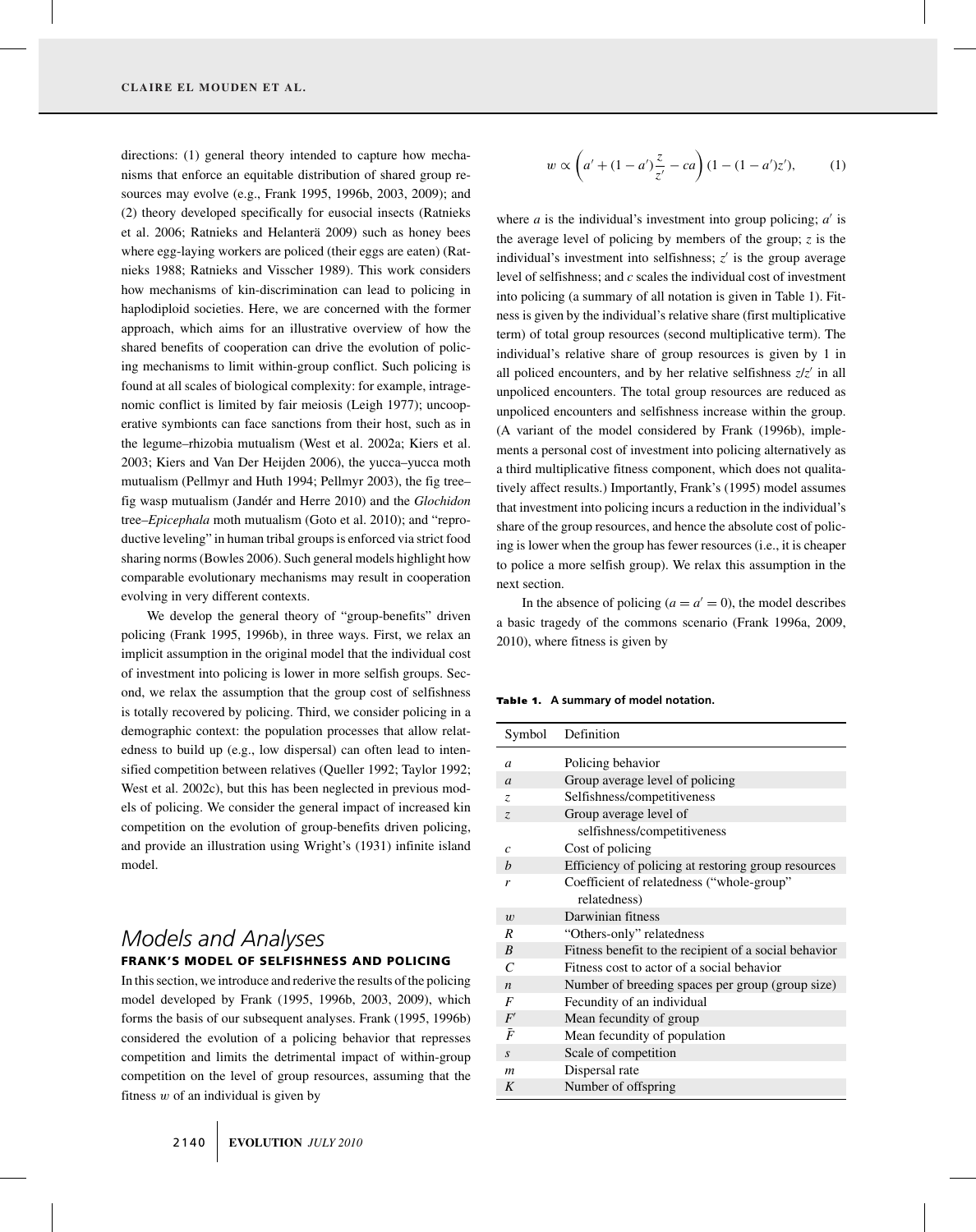directions: (1) general theory intended to capture how mechanisms that enforce an equitable distribution of shared group resources may evolve (e.g., Frank 1995, 1996b, 2003, 2009); and (2) theory developed specifically for eusocial insects (Ratnieks et al. 2006; Ratnieks and Helanterä 2009) such as honey bees where egg-laying workers are policed (their eggs are eaten) (Ratnieks 1988; Ratnieks and Visscher 1989). This work considers how mechanisms of kin-discrimination can lead to policing in haplodiploid societies. Here, we are concerned with the former approach, which aims for an illustrative overview of how the shared benefits of cooperation can drive the evolution of policing mechanisms to limit within-group conflict. Such policing is found at all scales of biological complexity: for example, intragenomic conflict is limited by fair meiosis (Leigh 1977); uncooperative symbionts can face sanctions from their host, such as in the legume–rhizobia mutualism (West et al. 2002a; Kiers et al. 2003; Kiers and Van Der Heijden 2006), the yucca–yucca moth mutualism (Pellmyr and Huth 1994; Pellmyr 2003), the fig tree–fig wasp mutualism (Jandér and Herre 2010) and the *Glochidon* tree–*Epicephala* moth mutualism (Goto et al. 2010); and "reproductive leveling" in human tribal groups is enforced via strict food sharing norms (Bowles 2006). Such general models highlight how comparable evolutionary mechanisms may result in cooperation evolving in very different contexts.

We develop the general theory of "group-benefits" driven policing (Frank 1995, 1996b), in three ways. First, we relax an implicit assumption in the original model that the individual cost of investment into policing is lower in more selfish groups. Second, we relax the assumption that the group cost of selfishness is totally recovered by policing. Third, we consider policing in a demographic context: the population processes that allow relatedness to build up (e.g., low dispersal) can often lead to intensified competition between relatives (Queller 1992; Taylor 1992; West et al. 2002c), but this has been neglected in previous models of policing. We consider the general impact of increased kin competition on the evolution of group-benefits driven policing, and provide an illustration using Wright's (1931) infinite island model.

# Models and Analyses

## FRANK'S MODEL OF SELFISHNESS AND POLICING

In this section, we introduce and rederive the results of the policing model developed by Frank (1995, 1996b, 2003, 2009), which forms the basis of our subsequent analyses. Frank (1995, 1996b) considered the evolution of a policing behavior that represses competition and limits the detrimental impact of within-group competition on the level of group resources, assuming that the fitness $w$ of an individual is given by

$$w \propto \left(a' + (1 - a')\frac{z}{z'} - ca\right)(1 - (1 - a')z'), \qquad (1)$$

where $a$ is the individual's investment into group policing; $a'$ is the average level of policing by members of the group; $z$ is the individual's investment into selfishness; $z'$ is the group average level of selfishness; and $c$ scales the individual cost of investment into policing (a summary of all notation is given in Table 1). Fitness is given by the individual's relative share (first multiplicative term) of total group resources (second multiplicative term). The individual's relative share of group resources is given by 1 in all policed encounters, and by her relative selfishness $z/z'$ in all unpoliced encounters. The total group resources are reduced as unpoliced encounters and selfishness increase within the group. (A variant of the model considered by Frank (1996b), implements a personal cost of investment into policing alternatively as a third multiplicative fitness component, which does not qualitatively affect results.) Importantly, Frank's (1995) model assumes that investment into policing incurs a reduction in the individual's share of the group resources, and hence the absolute cost of policing is lower when the group has fewer resources (i.e., it is cheaper to police a more selfish group). We relax this assumption in the next section.

In the absence of policing ($a = a' = 0$), the model describes a basic tragedy of the commons scenario (Frank 1996a, 2009, 2010), where fitness is given by

**Table 1. A summary of model notation.**

| Symbol | Definition |
|---|---|
| $a$ | Policing behavior |
| $a$ | Group average level of policing |
| $z$ | Selfishness/competitiveness |
| $z$ | Group average level of selfishness/competitiveness |
| $c$ | Cost of policing |
| $b$ | Efficiency of policing at restoring group resources |
| $r$ | Coefficient of relatedness ("whole-group" relatedness) |
| $w$ | Darwinian fitness |
| $R$ | "Others-only" relatedness |
| $B$ | Fitness benefit to the recipient of a social behavior |
| $C$ | Fitness cost to actor of a social behavior |
| $n$ | Number of breeding spaces per group (group size) |
| $F$ | Fecundity of an individual |
| $F'$ | Mean fecundity of group |
| $\bar{F}$ | Mean fecundity of population |
| $s$ | Scale of competition |
| $m$ | Dispersal rate |
| $K$ | Number of offspring |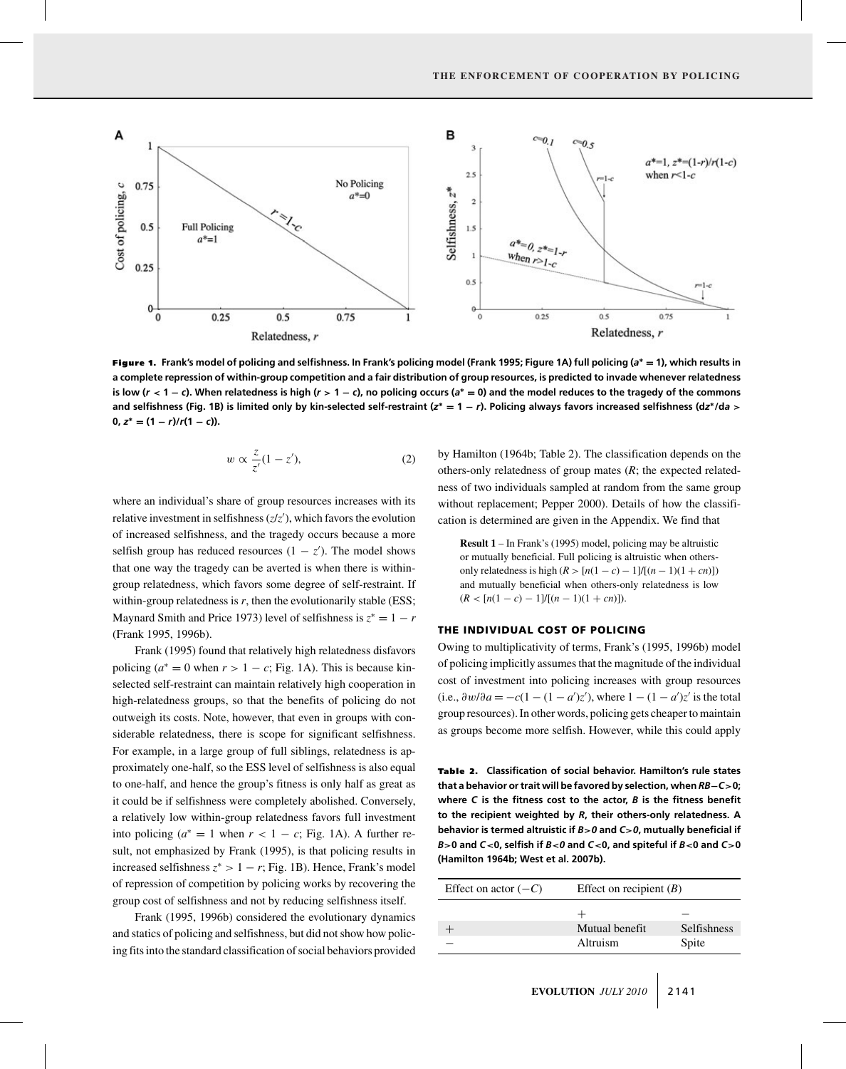**Figure 1.** **Frank's model of policing and selfishness. In Frank's policing model (Frank 1995; Figure 1A) full policing ($a^* = 1$), which results in a complete repression of within-group competition and a fair distribution of group resources, is predicted to invade whenever relatedness is low ($r < 1 - c$). When relatedness is high ($r > 1 - c$), no policing occurs ($a^* = 0$) and the model reduces to the tragedy of the commons and selfishness (Fig. 1B) is limited only by kin-selected self-restraint ($z^* = 1 - r$). Policing always favors increased selfishness ($dz^*/da > 0$, $z^* = (1 - r)/r(1 - c)$).**

$$w \propto \frac{z}{z'}(1 - z'), \tag{2}$$

where an individual's share of group resources increases with its relative investment in selfishness ($z/z'$), which favors the evolution of increased selfishness, and the tragedy occurs because a more selfish group has reduced resources ($1 - z'$). The model shows that one way the tragedy can be averted is when there is within-group relatedness, which favors some degree of self-restraint. If within-group relatedness is $r$, then the evolutionarily stable (ESS; Maynard Smith and Price 1973) level of selfishness is $z^* = 1 - r$ (Frank 1995, 1996b).

Frank (1995) found that relatively high relatedness disfavors policing ($a^* = 0$ when $r > 1 - c$; Fig. 1A). This is because kin-selected self-restraint can maintain relatively high cooperation in high-relatedness groups, so that the benefits of policing do not outweigh its costs. Note, however, that even in groups with considerable relatedness, there is scope for significant selfishness. For example, in a large group of full siblings, relatedness is approximately one-half, so the ESS level of selfishness is also equal to one-half, and hence the group's fitness is only half as great as it could be if selfishness were completely abolished. Conversely, a relatively low within-group relatedness favors full investment into policing ($a^* = 1$ when $r < 1 - c$; Fig. 1A). A further result, not emphasized by Frank (1995), is that policing results in increased selfishness $z^* > 1 - r$; Fig. 1B). Hence, Frank's model of repression of competition by policing works by recovering the group cost of selfishness and not by reducing selfishness itself.

Frank (1995, 1996b) considered the evolutionary dynamics and statics of policing and selfishness, but did not show how policing fits into the standard classification of social behaviors provided by Hamilton (1964b; Table 2). The classification depends on the others-only relatedness of group mates ($R$; the expected relatedness of two individuals sampled at random from the same group without replacement; Pepper 2000). Details of how the classification is determined are given in the Appendix. We find that

> **Result 1** – In Frank's (1995) model, policing may be altruistic or mutually beneficial. Full policing is altruistic when others-only relatedness is high ($R > [n(1 - c) - 1]/[(n - 1)(1 + cn)]$) and mutually beneficial when others-only relatedness is low ($R < [n(1 - c) - 1]/[(n - 1)(1 + cn)]$).

### THE INDIVIDUAL COST OF POLICING

Owing to multiplicativity of terms, Frank's (1995, 1996b) model of policing implicitly assumes that the magnitude of the individual cost of investment into policing increases with group resources (i.e., $\partial w/\partial a = -c(1 - (1 - a')z')$, where $1 - (1 - a')z'$ is the total group resources). In other words, policing gets cheaper to maintain as groups become more selfish. However, while this could apply

**Table 2.** **Classification of social behavior. Hamilton's rule states that a behavior or trait will be favored by selection, when $RB - C > 0$; where $C$ is the fitness cost to the actor, $B$ is the fitness benefit to the recipient weighted by $R$, their others-only relatedness. A behavior is termed altruistic if $B > 0$ and $C > 0$, mutually beneficial if $B > 0$ and $C < 0$, selfish if $B < 0$ and $C < 0$, and spiteful if $B < 0$ and $C > 0$ (Hamilton 1964b; West et al. 2007b).**

| Effect on actor ($-C$) | Effect on recipient ($B$) | |
|---|---|---|
| | + | − |
| + | Mutual benefit | Selfishness |
| − | Altruism | Spite |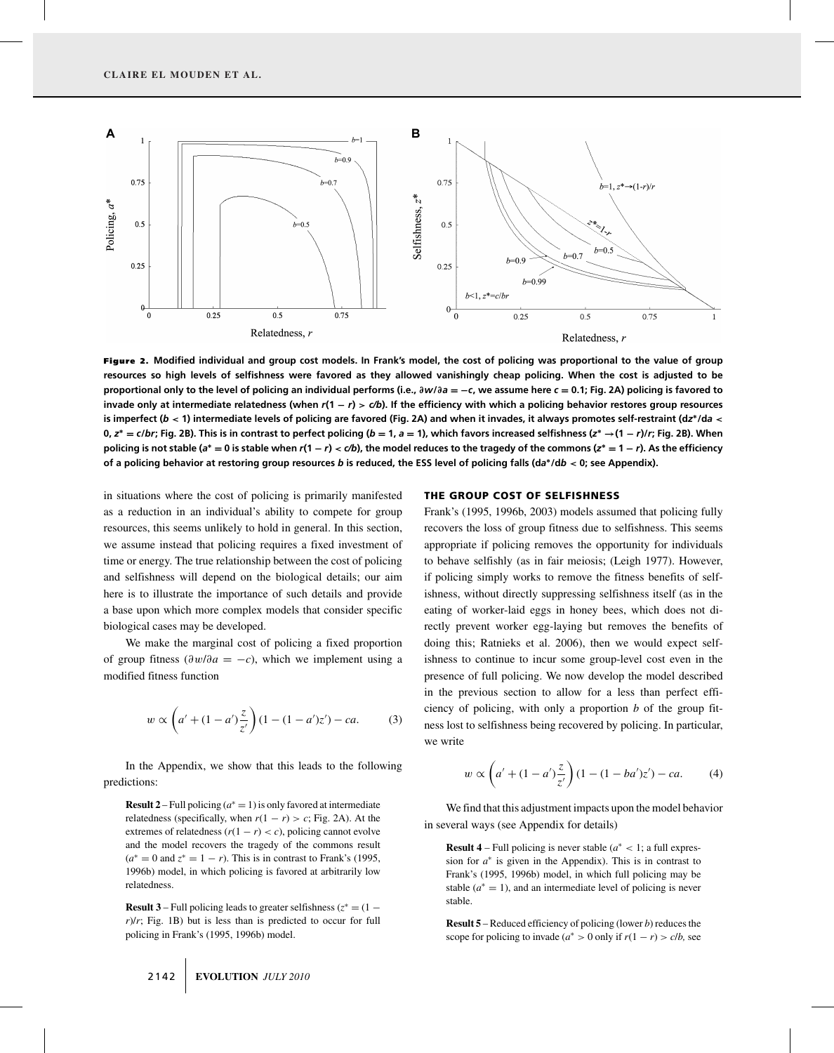**Figure 2.** Modified individual and group cost models. In Frank's model, the cost of policing was proportional to the value of group resources so high levels of selfishness were favored as they allowed vanishingly cheap policing. When the cost is adjusted to be proportional only to the level of policing an individual performs (i.e., $\partial w/\partial a = -c$, we assume here $c = 0.1$; Fig. 2A) policing is favored to invade only at intermediate relatedness (when $r(1 - r) > c/b$). If the efficiency with which a policing behavior restores group resources is imperfect ($b < 1$) intermediate levels of policing are favored (Fig. 2A) and when it invades, it always promotes self-restraint ($\mathrm{d}z^*/\mathrm{d}a < 0$, $z^* = c/br$; Fig. 2B). This is in contrast to perfect policing ($b = 1$, $a = 1$), which favors increased selfishness ($z^* \to (1 - r)/r$; Fig. 2B). When policing is not stable ($a^* = 0$ is stable when $r(1 - r) < c/b$), the model reduces to the tragedy of the commons ($z^* = 1 - r$). As the efficiency of a policing behavior at restoring group resources $b$ is reduced, the ESS level of policing falls ($\mathrm{d}a^*/\mathrm{d}b < 0$; see Appendix).

in situations where the cost of policing is primarily manifested as a reduction in an individual's ability to compete for group resources, this seems unlikely to hold in general. In this section, we assume instead that policing requires a fixed investment of time or energy. The true relationship between the cost of policing and selfishness will depend on the biological details; our aim here is to illustrate the importance of such details and provide a base upon which more complex models that consider specific biological cases may be developed.

We make the marginal cost of policing a fixed proportion of group fitness ($\partial w/\partial a = -c$), which we implement using a modified fitness function

$$w \propto \left(a' + (1 - a')\frac{z}{z'}\right)(1 - (1 - a')z') - ca. \tag{3}$$

In the Appendix, we show that this leads to the following predictions:

**Result 2** – Full policing ($a^* = 1$) is only favored at intermediate relatedness (specifically, when $r(1 - r) > c$; Fig. 2A). At the extremes of relatedness ($r(1 - r) < c$), policing cannot evolve and the model recovers the tragedy of the commons result ($a^* = 0$ and $z^* = 1 - r$). This is in contrast to Frank's (1995, 1996b) model, in which policing is favored at arbitrarily low relatedness.

**Result 3** – Full policing leads to greater selfishness ($z^* = (1 - r)/r$; Fig. 1B) but is less than is predicted to occur for full policing in Frank's (1995, 1996b) model.

## THE GROUP COST OF SELFISHNESS

Frank's (1995, 1996b, 2003) models assumed that policing fully recovers the loss of group fitness due to selfishness. This seems appropriate if policing removes the opportunity for individuals to behave selfishly (as in fair meiosis; (Leigh 1977). However, if policing simply works to remove the fitness benefits of selfishness, without directly suppressing selfishness itself (as in the eating of worker-laid eggs in honey bees, which does not directly prevent worker egg-laying but removes the benefits of doing this; Ratnieks et al. 2006), then we would expect selfishness to continue to incur some group-level cost even in the presence of full policing. We now develop the model described in the previous section to allow for a less than perfect efficiency of policing, with only a proportion $b$ of the group fitness lost to selfishness being recovered by policing. In particular, we write

$$w \propto \left(a' + (1 - a')\frac{z}{z'}\right)(1 - (1 - ba')z') - ca. \tag{4}$$

We find that this adjustment impacts upon the model behavior in several ways (see Appendix for details)

**Result 4** – Full policing is never stable ($a^* < 1$; a full expression for $a^*$ is given in the Appendix). This is in contrast to Frank's (1995, 1996b) model, in which full policing may be stable ($a^* = 1$), and an intermediate level of policing is never stable.

**Result 5** – Reduced efficiency of policing (lower $b$) reduces the scope for policing to invade ($a^* > 0$ only if $r(1 - r) > c/b$, see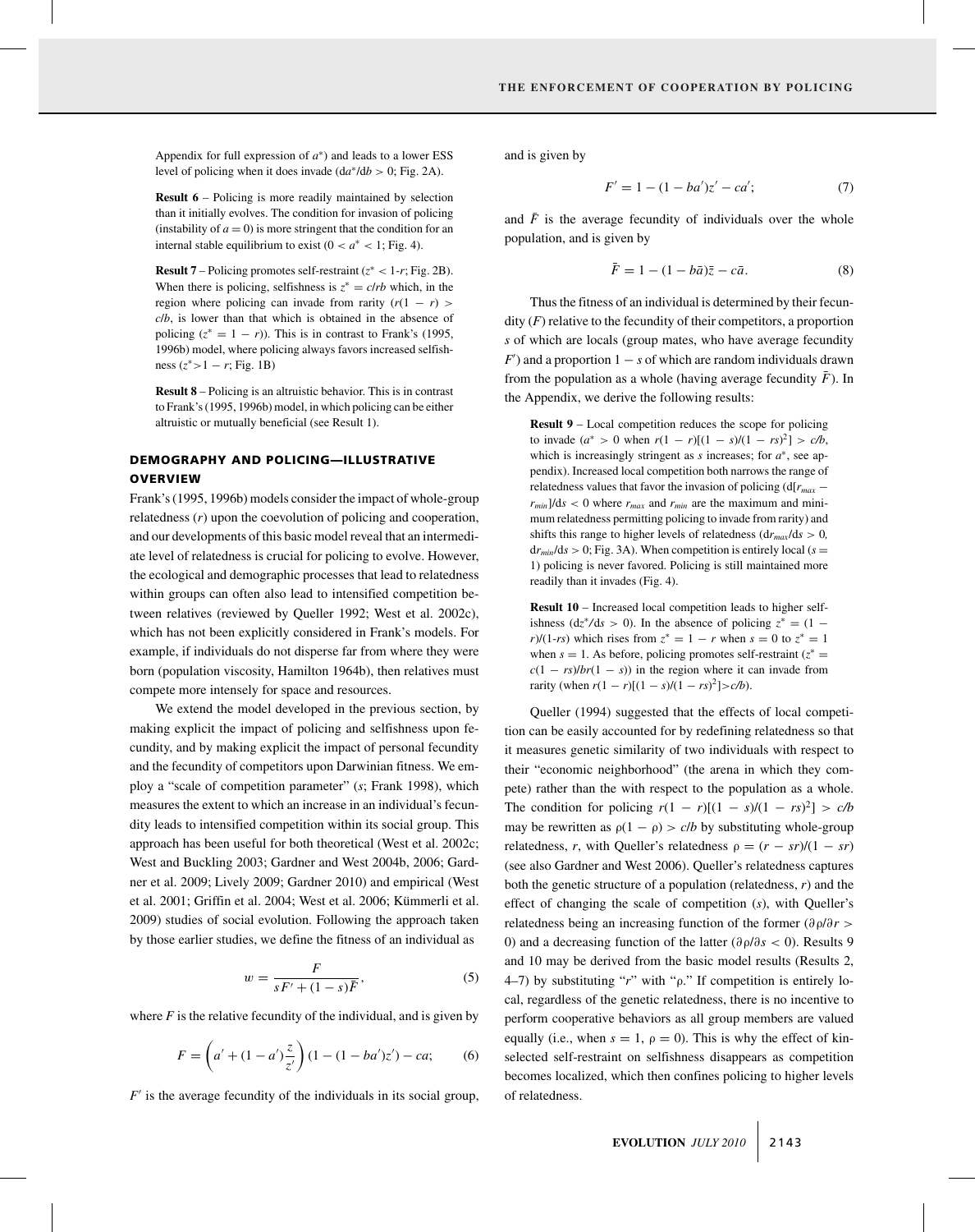Appendix for full expression of $a^*$) and leads to a lower ESS level of policing when it does invade ($da^*/db > 0$; Fig. 2A).

**Result 6** – Policing is more readily maintained by selection than it initially evolves. The condition for invasion of policing (instability of $a = 0$) is more stringent that the condition for an internal stable equilibrium to exist ($0 < a^* < 1$; Fig. 4).

**Result 7** – Policing promotes self-restraint ($z^* < 1$-$r$; Fig. 2B). When there is policing, selfishness is $z^* = c/rb$ which, in the region where policing can invade from rarity ($r(1 - r) > c/b$, is lower than that which is obtained in the absence of policing ($z^* = 1 - r$)). This is in contrast to Frank's (1995, 1996b) model, where policing always favors increased selfishness ($z^* > 1 - r$; Fig. 1B)

**Result 8** – Policing is an altruistic behavior. This is in contrast to Frank's (1995, 1996b) model, in which policing can be either altruistic or mutually beneficial (see Result 1).

## DEMOGRAPHY AND POLICING—ILLUSTRATIVE OVERVIEW

Frank's (1995, 1996b) models consider the impact of whole-group relatedness ($r$) upon the coevolution of policing and cooperation, and our developments of this basic model reveal that an intermediate level of relatedness is crucial for policing to evolve. However, the ecological and demographic processes that lead to relatedness within groups can often also lead to intensified competition between relatives (reviewed by Queller 1992; West et al. 2002c), which has not been explicitly considered in Frank's models. For example, if individuals do not disperse far from where they were born (population viscosity, Hamilton 1964b), then relatives must compete more intensely for space and resources.

We extend the model developed in the previous section, by making explicit the impact of policing and selfishness upon fecundity, and by making explicit the impact of personal fecundity and the fecundity of competitors upon Darwinian fitness. We employ a "scale of competition parameter" ($s$; Frank 1998), which measures the extent to which an increase in an individual's fecundity leads to intensified competition within its social group. This approach has been useful for both theoretical (West et al. 2002c; West and Buckling 2003; Gardner and West 2004b, 2006; Gardner et al. 2009; Lively 2009; Gardner 2010) and empirical (West et al. 2001; Griffin et al. 2004; West et al. 2006; Kümmerli et al. 2009) studies of social evolution. Following the approach taken by those earlier studies, we define the fitness of an individual as

$$w = \frac{F}{sF' + (1-s)\bar{F}}, \tag{5}$$

where $F$ is the relative fecundity of the individual, and is given by

$$F = \left(a' + (1-a')\frac{z}{z'}\right)(1 - (1 - ba')z') - ca; \tag{6}$$

$F'$ is the average fecundity of the individuals in its social group, and is given by

$$F' = 1 - (1 - ba')z' - ca'; \tag{7}$$

and $\bar{F}$ is the average fecundity of individuals over the whole population, and is given by

$$\bar{F} = 1 - (1 - b\bar{a})\bar{z} - c\bar{a}. \tag{8}$$

Thus the fitness of an individual is determined by their fecundity ($F$) relative to the fecundity of their competitors, a proportion $s$ of which are locals (group mates, who have average fecundity $F'$) and a proportion $1 - s$ of which are random individuals drawn from the population as a whole (having average fecundity $\bar{F}$). In the Appendix, we derive the following results:

**Result 9** – Local competition reduces the scope for policing to invade ($a^* > 0$ when $r(1 - r)[(1 - s)/(1 - rs)^2] > c/b$, which is increasingly stringent as $s$ increases; for $a^*$, see appendix). Increased local competition both narrows the range of relatedness values that favor the invasion of policing ($d[r_{max} - r_{min}]/ds < 0$ where $r_{max}$ and $r_{min}$ are the maximum and minimum relatedness permitting policing to invade from rarity) and shifts this range to higher levels of relatedness ($dr_{max}/ds > 0$, $dr_{min}/ds > 0$; Fig. 3A). When competition is entirely local ($s = 1$) policing is never favored. Policing is still maintained more readily than it invades (Fig. 4).

**Result 10** – Increased local competition leads to higher selfishness ($dz^*/ds > 0$). In the absence of policing $z^* = (1 - r)/(1$-$rs)$ which rises from $z^* = 1 - r$ when $s = 0$ to $z^* = 1$ when $s = 1$. As before, policing promotes self-restraint ($z^* = c(1 - rs)/br(1 - s)$) in the region where it can invade from rarity (when $r(1 - r)[(1 - s)/(1 - rs)^2] > c/b$).

Queller (1994) suggested that the effects of local competition can be easily accounted for by redefining relatedness so that it measures genetic similarity of two individuals with respect to their "economic neighborhood" (the arena in which they compete) rather than the with respect to the population as a whole. The condition for policing $r(1 - r)[(1 - s)/(1 - rs)^2] > c/b$ may be rewritten as $\rho(1 - \rho) > c/b$ by substituting whole-group relatedness, $r$, with Queller's relatedness $\rho = (r - sr)/(1 - sr)$ (see also Gardner and West 2006). Queller's relatedness captures both the genetic structure of a population (relatedness, $r$) and the effect of changing the scale of competition ($s$), with Queller's relatedness being an increasing function of the former ($\partial\rho/\partial r > 0$) and a decreasing function of the latter ($\partial\rho/\partial s < 0$). Results 9 and 10 may be derived from the basic model results (Results 2, 4–7) by substituting "$r$" with "$\rho$." If competition is entirely local, regardless of the genetic relatedness, there is no incentive to perform cooperative behaviors as all group members are valued equally (i.e., when $s = 1$, $\rho = 0$). This is why the effect of kin-selected self-restraint on selfishness disappears as competition becomes localized, which then confines policing to higher levels of relatedness.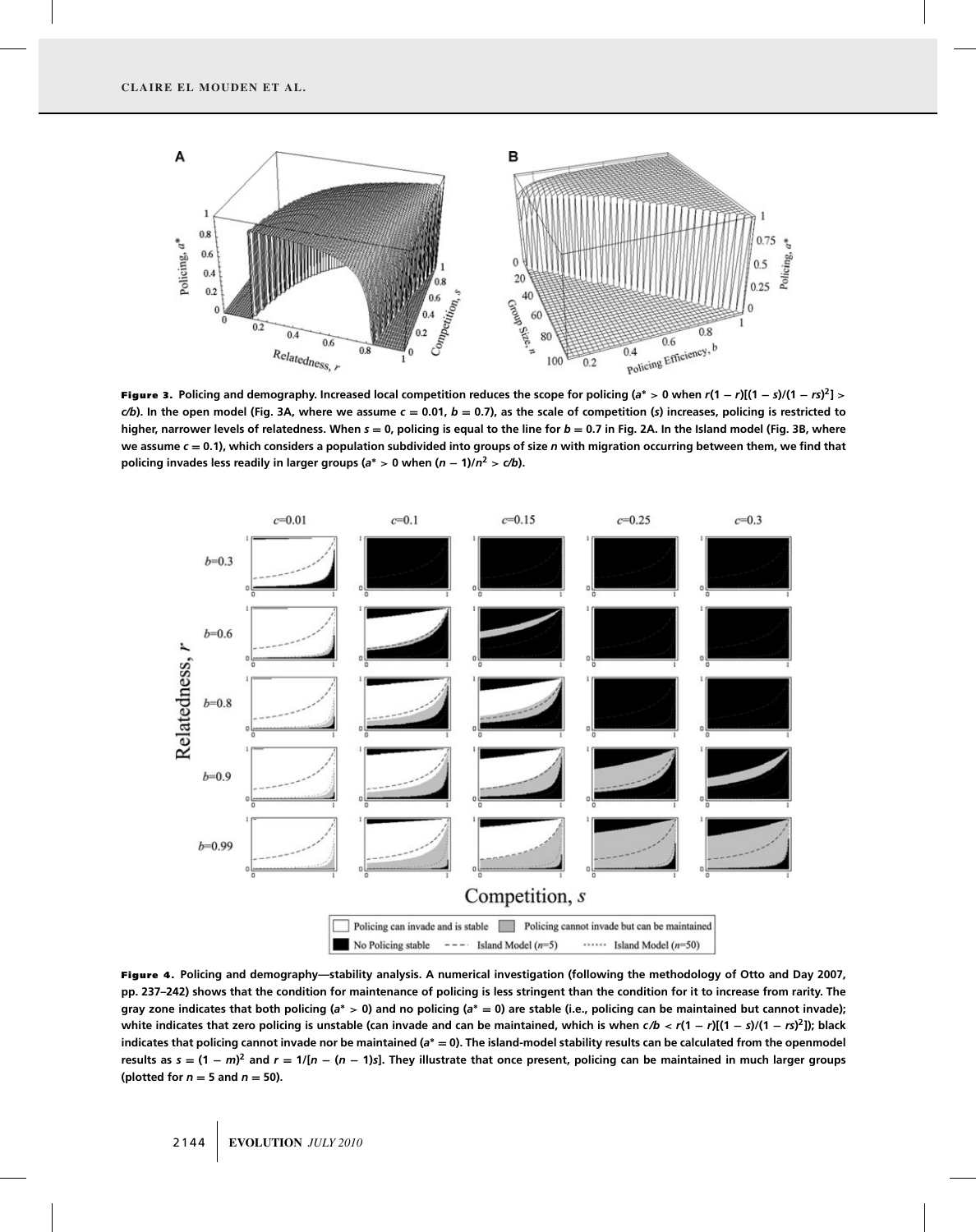**Figure 3.** Policing and demography. Increased local competition reduces the scope for policing ($a^* > 0$ when $r(1-r)[(1-s)/(1-rs)^2] > c/b$). In the open model (Fig. 3A, where we assume $c = 0.01$, $b = 0.7$), as the scale of competition ($s$) increases, policing is restricted to higher, narrower levels of relatedness. When $s = 0$, policing is equal to the line for $b = 0.7$ in Fig. 2A. In the Island model (Fig. 3B, where we assume $c = 0.1$), which considers a population subdivided into groups of size $n$ with migration occurring between them, we find that policing invades less readily in larger groups ($a^* > 0$ when $(n-1)/n^2 > c/b$).

**Figure 4.** Policing and demography—stability analysis. A numerical investigation (following the methodology of Otto and Day 2007, pp. 237–242) shows that the condition for maintenance of policing is less stringent than the condition for it to increase from rarity. The gray zone indicates that both policing ($a^* > 0$) and no policing ($a^* = 0$) are stable (i.e., policing can be maintained but cannot invade); white indicates that zero policing is unstable (can invade and can be maintained, which is when $c/b < r(1-r)[(1-s)/(1-rs)^2]$); black indicates that policing cannot invade nor be maintained ($a^* = 0$). The island-model stability results can be calculated from the openmodel results as $s = (1-m)^2$ and $r = 1/[n-(n-1)s]$. They illustrate that once present, policing can be maintained in much larger groups (plotted for $n = 5$ and $n = 50$).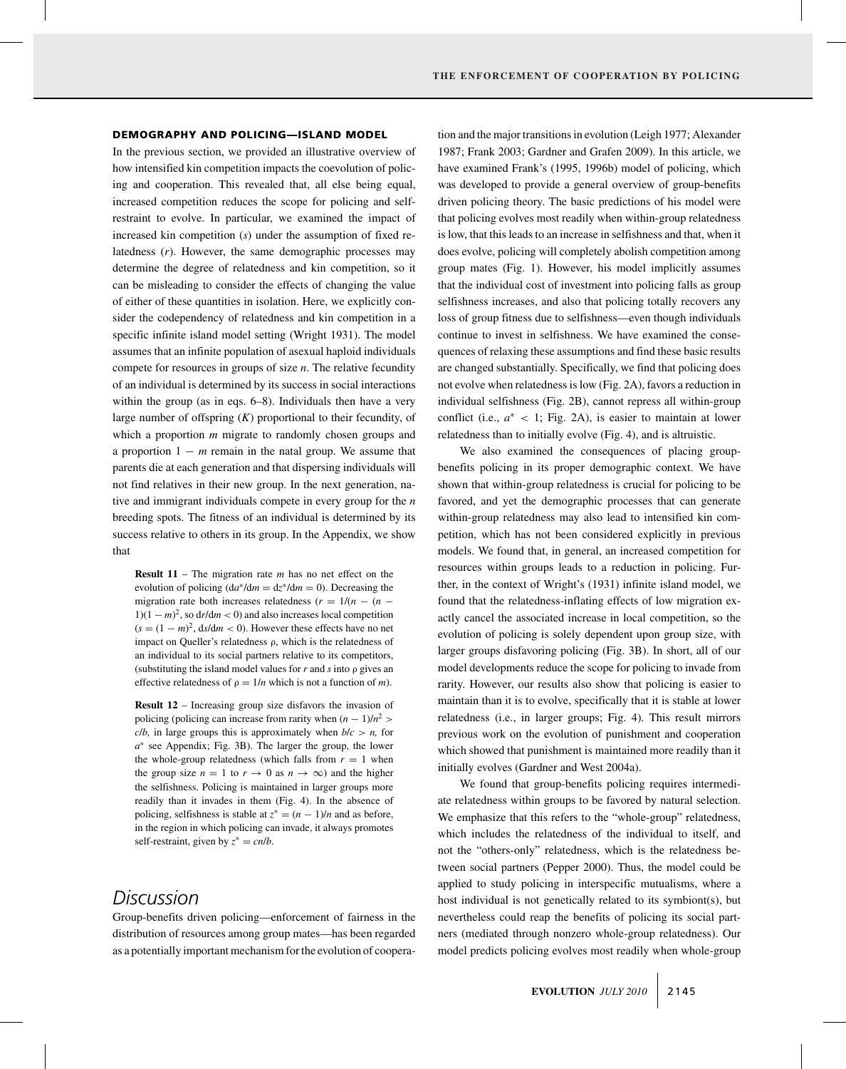### DEMOGRAPHY AND POLICING—ISLAND MODEL

In the previous section, we provided an illustrative overview of how intensified kin competition impacts the coevolution of policing and cooperation. This revealed that, all else being equal, increased competition reduces the scope for policing and self-restraint to evolve. In particular, we examined the impact of increased kin competition ($s$) under the assumption of fixed relatedness ($r$). However, the same demographic processes may determine the degree of relatedness and kin competition, so it can be misleading to consider the effects of changing the value of either of these quantities in isolation. Here, we explicitly consider the codependency of relatedness and kin competition in a specific infinite island model setting (Wright 1931). The model assumes that an infinite population of asexual haploid individuals compete for resources in groups of size $n$. The relative fecundity of an individual is determined by its success in social interactions within the group (as in eqs. 6–8). Individuals then have a very large number of offspring ($K$) proportional to their fecundity, of which a proportion $m$ migrate to randomly chosen groups and a proportion $1 - m$ remain in the natal group. We assume that parents die at each generation and that dispersing individuals will not find relatives in their new group. In the next generation, native and immigrant individuals compete in every group for the $n$ breeding spots. The fitness of an individual is determined by its success relative to others in its group. In the Appendix, we show that

> **Result 11** – The migration rate $m$ has no net effect on the evolution of policing ($\mathrm{d}a^*/\mathrm{d}m = \mathrm{d}z^*/\mathrm{d}m = 0$). Decreasing the migration rate both increases relatedness ($r = 1/(n - (n - 1)(1 - m)^2$, so $\mathrm{d}r/\mathrm{d}m < 0$) and also increases local competition ($s = (1 - m)^2$, $\mathrm{d}s/\mathrm{d}m < 0$). However these effects have no net impact on Queller's relatedness $\rho$, which is the relatedness of an individual to its social partners relative to its competitors, (substituting the island model values for $r$ and $s$ into $\rho$ gives an effective relatedness of $\rho = 1/n$ which is not a function of $m$).

> **Result 12** – Increasing group size disfavors the invasion of policing (policing can increase from rarity when $(n - 1)/n^2 > c/b$, in large groups this is approximately when $b/c > n$, for $a^*$ see Appendix; Fig. 3B). The larger the group, the lower the whole-group relatedness (which falls from $r = 1$ when the group size $n = 1$ to $r \to 0$ as $n \to \infty$) and the higher the selfishness. Policing is maintained in larger groups more readily than it invades in them (Fig. 4). In the absence of policing, selfishness is stable at $z^* = (n - 1)/n$ and as before, in the region in which policing can invade, it always promotes self-restraint, given by $z^* = cn/b$.

## Discussion

Group-benefits driven policing—enforcement of fairness in the distribution of resources among group mates—has been regarded as a potentially important mechanism for the evolution of cooperation and the major transitions in evolution (Leigh 1977; Alexander 1987; Frank 2003; Gardner and Grafen 2009). In this article, we have examined Frank's (1995, 1996b) model of policing, which was developed to provide a general overview of group-benefits driven policing theory. The basic predictions of his model were that policing evolves most readily when within-group relatedness is low, that this leads to an increase in selfishness and that, when it does evolve, policing will completely abolish competition among group mates (Fig. 1). However, his model implicitly assumes that the individual cost of investment into policing falls as group selfishness increases, and also that policing totally recovers any loss of group fitness due to selfishness—even though individuals continue to invest in selfishness. We have examined the consequences of relaxing these assumptions and find these basic results are changed substantially. Specifically, we find that policing does not evolve when relatedness is low (Fig. 2A), favors a reduction in individual selfishness (Fig. 2B), cannot repress all within-group conflict (i.e., $a^* < 1$; Fig. 2A), is easier to maintain at lower relatedness than to initially evolve (Fig. 4), and is altruistic.

We also examined the consequences of placing group-benefits policing in its proper demographic context. We have shown that within-group relatedness is crucial for policing to be favored, and yet the demographic processes that can generate within-group relatedness may also lead to intensified kin competition, which has not been considered explicitly in previous models. We found that, in general, an increased competition for resources within groups leads to a reduction in policing. Further, in the context of Wright's (1931) infinite island model, we found that the relatedness-inflating effects of low migration exactly cancel the associated increase in local competition, so the evolution of policing is solely dependent upon group size, with larger groups disfavoring policing (Fig. 3B). In short, all of our model developments reduce the scope for policing to invade from rarity. However, our results also show that policing is easier to maintain than it is to evolve, specifically that it is stable at lower relatedness (i.e., in larger groups; Fig. 4). This result mirrors previous work on the evolution of punishment and cooperation which showed that punishment is maintained more readily than it initially evolves (Gardner and West 2004a).

We found that group-benefits policing requires intermediate relatedness within groups to be favored by natural selection. We emphasize that this refers to the "whole-group" relatedness, which includes the relatedness of the individual to itself, and not the "others-only" relatedness, which is the relatedness between social partners (Pepper 2000). Thus, the model could be applied to study policing in interspecific mutualisms, where a host individual is not genetically related to its symbiont(s), but nevertheless could reap the benefits of policing its social partners (mediated through nonzero whole-group relatedness). Our model predicts policing evolves most readily when whole-group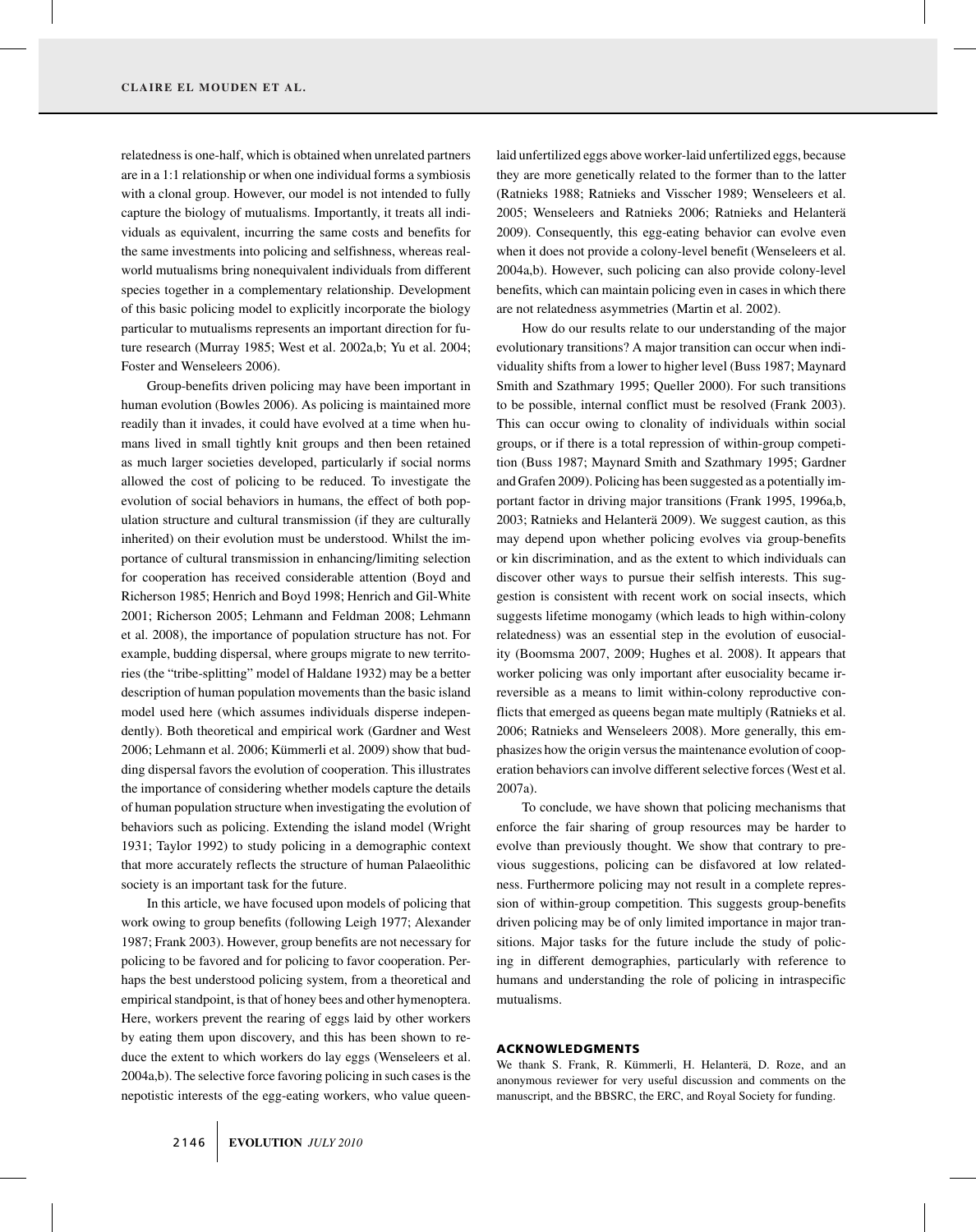relatedness is one-half, which is obtained when unrelated partners are in a 1:1 relationship or when one individual forms a symbiosis with a clonal group. However, our model is not intended to fully capture the biology of mutualisms. Importantly, it treats all individuals as equivalent, incurring the same costs and benefits for the same investments into policing and selfishness, whereas real-world mutualisms bring nonequivalent individuals from different species together in a complementary relationship. Development of this basic policing model to explicitly incorporate the biology particular to mutualisms represents an important direction for future research (Murray 1985; West et al. 2002a,b; Yu et al. 2004; Foster and Wenseleers 2006).

Group-benefits driven policing may have been important in human evolution (Bowles 2006). As policing is maintained more readily than it invades, it could have evolved at a time when humans lived in small tightly knit groups and then been retained as much larger societies developed, particularly if social norms allowed the cost of policing to be reduced. To investigate the evolution of social behaviors in humans, the effect of both population structure and cultural transmission (if they are culturally inherited) on their evolution must be understood. Whilst the importance of cultural transmission in enhancing/limiting selection for cooperation has received considerable attention (Boyd and Richerson 1985; Henrich and Boyd 1998; Henrich and Gil-White 2001; Richerson 2005; Lehmann and Feldman 2008; Lehmann et al. 2008), the importance of population structure has not. For example, budding dispersal, where groups migrate to new territories (the "tribe-splitting" model of Haldane 1932) may be a better description of human population movements than the basic island model used here (which assumes individuals disperse independently). Both theoretical and empirical work (Gardner and West 2006; Lehmann et al. 2006; Kümmerli et al. 2009) show that budding dispersal favors the evolution of cooperation. This illustrates the importance of considering whether models capture the details of human population structure when investigating the evolution of behaviors such as policing. Extending the island model (Wright 1931; Taylor 1992) to study policing in a demographic context that more accurately reflects the structure of human Palaeolithic society is an important task for the future.

In this article, we have focused upon models of policing that work owing to group benefits (following Leigh 1977; Alexander 1987; Frank 2003). However, group benefits are not necessary for policing to be favored and for policing to favor cooperation. Perhaps the best understood policing system, from a theoretical and empirical standpoint, is that of honey bees and other hymenoptera. Here, workers prevent the rearing of eggs laid by other workers by eating them upon discovery, and this has been shown to reduce the extent to which workers do lay eggs (Wenseleers et al. 2004a,b). The selective force favoring policing in such cases is the nepotistic interests of the egg-eating workers, who value queen-laid unfertilized eggs above worker-laid unfertilized eggs, because they are more genetically related to the former than to the latter (Ratnieks 1988; Ratnieks and Visscher 1989; Wenseleers et al. 2005; Wenseleers and Ratnieks 2006; Ratnieks and Helanterä 2009). Consequently, this egg-eating behavior can evolve even when it does not provide a colony-level benefit (Wenseleers et al. 2004a,b). However, such policing can also provide colony-level benefits, which can maintain policing even in cases in which there are not relatedness asymmetries (Martin et al. 2002).

How do our results relate to our understanding of the major evolutionary transitions? A major transition can occur when individuality shifts from a lower to higher level (Buss 1987; Maynard Smith and Szathmary 1995; Queller 2000). For such transitions to be possible, internal conflict must be resolved (Frank 2003). This can occur owing to clonality of individuals within social groups, or if there is a total repression of within-group competition (Buss 1987; Maynard Smith and Szathmary 1995; Gardner and Grafen 2009). Policing has been suggested as a potentially important factor in driving major transitions (Frank 1995, 1996a,b, 2003; Ratnieks and Helanterä 2009). We suggest caution, as this may depend upon whether policing evolves via group-benefits or kin discrimination, and as the extent to which individuals can discover other ways to pursue their selfish interests. This suggestion is consistent with recent work on social insects, which suggests lifetime monogamy (which leads to high within-colony relatedness) was an essential step in the evolution of eusociality (Boomsma 2007, 2009; Hughes et al. 2008). It appears that worker policing was only important after eusociality became irreversible as a means to limit within-colony reproductive conflicts that emerged as queens began mate multiply (Ratnieks et al. 2006; Ratnieks and Wenseleers 2008). More generally, this emphasizes how the origin versus the maintenance evolution of cooperation behaviors can involve different selective forces (West et al. 2007a).

To conclude, we have shown that policing mechanisms that enforce the fair sharing of group resources may be harder to evolve than previously thought. We show that contrary to previous suggestions, policing can be disfavored at low relatedness. Furthermore policing may not result in a complete repression of within-group competition. This suggests group-benefits driven policing may be of only limited importance in major transitions. Major tasks for the future include the study of policing in different demographies, particularly with reference to humans and understanding the role of policing in intraspecific mutualisms.

## ACKNOWLEDGMENTS

We thank S. Frank, R. Kümmerli, H. Helanterä, D. Roze, and an anonymous reviewer for very useful discussion and comments on the manuscript, and the BBSRC, the ERC, and Royal Society for funding.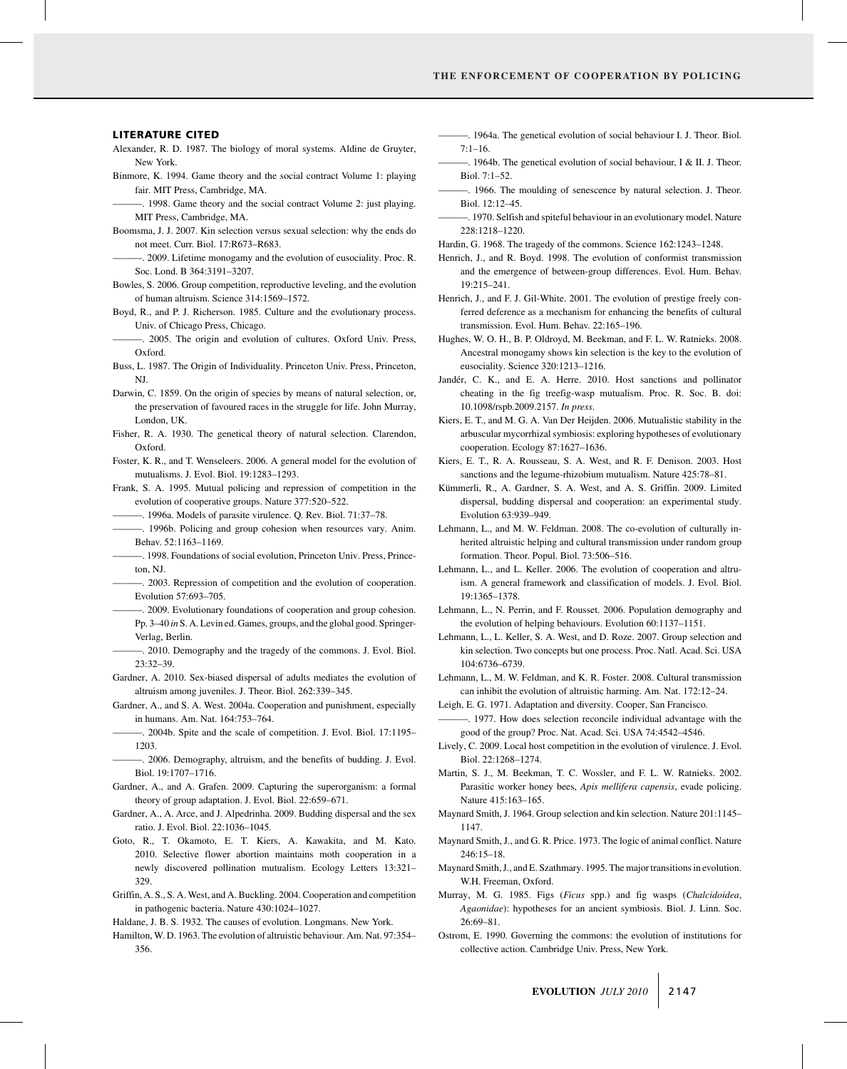## LITERATURE CITED

Alexander, R. D. 1987. The biology of moral systems. Aldine de Gruyter, New York.

Binmore, K. 1994. Game theory and the social contract Volume 1: playing fair. MIT Press, Cambridge, MA.

———. 1998. Game theory and the social contract Volume 2: just playing. MIT Press, Cambridge, MA.

Boomsma, J. J. 2007. Kin selection versus sexual selection: why the ends do not meet. Curr. Biol. 17:R673–R683.

———. 2009. Lifetime monogamy and the evolution of eusociality. Proc. R. Soc. Lond. B 364:3191–3207.

Bowles, S. 2006. Group competition, reproductive leveling, and the evolution of human altruism. Science 314:1569–1572.

Boyd, R., and P. J. Richerson. 1985. Culture and the evolutionary process. Univ. of Chicago Press, Chicago.

———. 2005. The origin and evolution of cultures. Oxford Univ. Press, Oxford.

Buss, L. 1987. The Origin of Individuality. Princeton Univ. Press, Princeton, NJ.

Darwin, C. 1859. On the origin of species by means of natural selection, or, the preservation of favoured races in the struggle for life. John Murray, London, UK.

Fisher, R. A. 1930. The genetical theory of natural selection. Clarendon, Oxford.

Foster, K. R., and T. Wenseleers. 2006. A general model for the evolution of mutualisms. J. Evol. Biol. 19:1283–1293.

Frank, S. A. 1995. Mutual policing and repression of competition in the evolution of cooperative groups. Nature 377:520–522.

———. 1996a. Models of parasite virulence. Q. Rev. Biol. 71:37–78.

———. 1996b. Policing and group cohesion when resources vary. Anim. Behav. 52:1163–1169.

———. 1998. Foundations of social evolution, Princeton Univ. Press, Princeton, NJ.

———. 2003. Repression of competition and the evolution of cooperation. Evolution 57:693–705.

———. 2009. Evolutionary foundations of cooperation and group cohesion. Pp. 3–40 *in* S. A. Levin ed. Games, groups, and the global good. Springer-Verlag, Berlin.

———. 2010. Demography and the tragedy of the commons. J. Evol. Biol. 23:32–39.

Gardner, A. 2010. Sex-biased dispersal of adults mediates the evolution of altruism among juveniles. J. Theor. Biol. 262:339–345.

Gardner, A., and S. A. West. 2004a. Cooperation and punishment, especially in humans. Am. Nat. 164:753–764.

———. 2004b. Spite and the scale of competition. J. Evol. Biol. 17:1195–1203.

———. 2006. Demography, altruism, and the benefits of budding. J. Evol. Biol. 19:1707–1716.

Gardner, A., and A. Grafen. 2009. Capturing the superorganism: a formal theory of group adaptation. J. Evol. Biol. 22:659–671.

Gardner, A., A. Arce, and J. Alpedrinha. 2009. Budding dispersal and the sex ratio. J. Evol. Biol. 22:1036–1045.

Goto, R., T. Okamoto, E. T. Kiers, A. Kawakita, and M. Kato. 2010. Selective flower abortion maintains moth cooperation in a newly discovered pollination mutualism. Ecology Letters 13:321–329.

Griffin, A. S., S. A. West, and A. Buckling. 2004. Cooperation and competition in pathogenic bacteria. Nature 430:1024–1027.

Haldane, J. B. S. 1932. The causes of evolution. Longmans. New York.

Hamilton, W. D. 1963. The evolution of altruistic behaviour. Am. Nat. 97:354–356.

———. 1964a. The genetical evolution of social behaviour I. J. Theor. Biol. 7:1–16.

———. 1964b. The genetical evolution of social behaviour, I & II. J. Theor. Biol. 7:1–52.

———. 1966. The moulding of senescence by natural selection. J. Theor. Biol. 12:12–45.

———. 1970. Selfish and spiteful behaviour in an evolutionary model. Nature 228:1218–1220.

Hardin, G. 1968. The tragedy of the commons. Science 162:1243–1248.

Henrich, J., and R. Boyd. 1998. The evolution of conformist transmission and the emergence of between-group differences. Evol. Hum. Behav. 19:215–241.

Henrich, J., and F. J. Gil-White. 2001. The evolution of prestige freely conferred deference as a mechanism for enhancing the benefits of cultural transmission. Evol. Hum. Behav. 22:165–196.

Hughes, W. O. H., B. P. Oldroyd, M. Beekman, and F. L. W. Ratnieks. 2008. Ancestral monogamy shows kin selection is the key to the evolution of eusociality. Science 320:1213–1216.

Jandér, C. K., and E. A. Herre. 2010. Host sanctions and pollinator cheating in the fig treefig-wasp mutualism. Proc. R. Soc. B. doi: 10.1098/rspb.2009.2157. *In press*.

Kiers, E. T., and M. G. A. Van Der Heijden. 2006. Mutualistic stability in the arbuscular mycorrhizal symbiosis: exploring hypotheses of evolutionary cooperation. Ecology 87:1627–1636.

Kiers, E. T., R. A. Rousseau, S. A. West, and R. F. Denison. 2003. Host sanctions and the legume-rhizobium mutualism. Nature 425:78–81.

Kümmerli, R., A. Gardner, S. A. West, and A. S. Griffin. 2009. Limited dispersal, budding dispersal and cooperation: an experimental study. Evolution 63:939–949.

Lehmann, L., and M. W. Feldman. 2008. The co-evolution of culturally inherited altruistic helping and cultural transmission under random group formation. Theor. Popul. Biol. 73:506–516.

Lehmann, L., and L. Keller. 2006. The evolution of cooperation and altruism. A general framework and classification of models. J. Evol. Biol. 19:1365–1378.

Lehmann, L., N. Perrin, and F. Rousset. 2006. Population demography and the evolution of helping behaviours. Evolution 60:1137–1151.

Lehmann, L., L. Keller, S. A. West, and D. Roze. 2007. Group selection and kin selection. Two concepts but one process. Proc. Natl. Acad. Sci. USA 104:6736–6739.

Lehmann, L., M. W. Feldman, and K. R. Foster. 2008. Cultural transmission can inhibit the evolution of altruistic harming. Am. Nat. 172:12–24.

Leigh, E. G. 1971. Adaptation and diversity. Cooper, San Francisco.

———. 1977. How does selection reconcile individual advantage with the good of the group? Proc. Nat. Acad. Sci. USA 74:4542–4546.

Lively, C. 2009. Local host competition in the evolution of virulence. J. Evol. Biol. 22:1268–1274.

Martin, S. J., M. Beekman, T. C. Wossler, and F. L. W. Ratnieks. 2002. Parasitic worker honey bees, *Apis mellifera capensis*, evade policing. Nature 415:163–165.

Maynard Smith, J. 1964. Group selection and kin selection. Nature 201:1145–1147.

Maynard Smith, J., and G. R. Price. 1973. The logic of animal conflict. Nature 246:15–18.

Maynard Smith, J., and E. Szathmary. 1995. The major transitions in evolution. W.H. Freeman, Oxford.

Murray, M. G. 1985. Figs (*Ficus* spp.) and fig wasps (*Chalcidoidea*, *Agaonidae*): hypotheses for an ancient symbiosis. Biol. J. Linn. Soc. 26:69–81.

Ostrom, E. 1990. Governing the commons: the evolution of institutions for collective action. Cambridge Univ. Press, New York.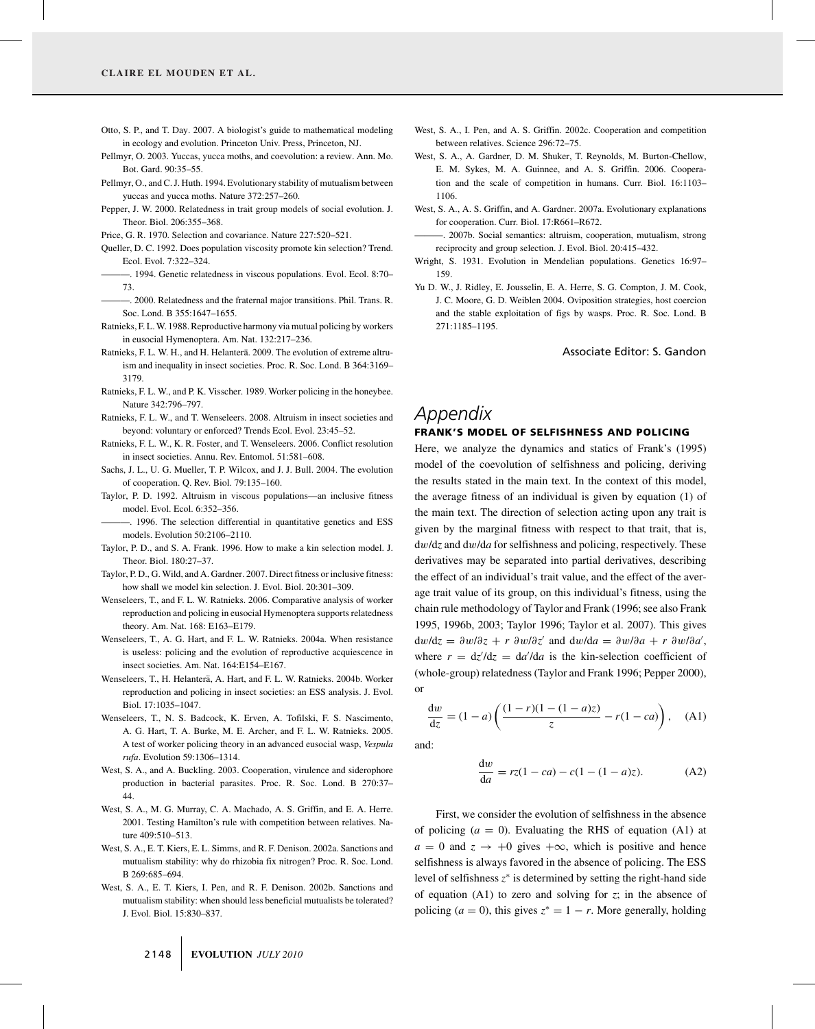Otto, S. P., and T. Day. 2007. A biologist's guide to mathematical modeling in ecology and evolution. Princeton Univ. Press, Princeton, NJ.

Pellmyr, O. 2003. Yuccas, yucca moths, and coevolution: a review. Ann. Mo. Bot. Gard. 90:35–55.

Pellmyr, O., and C. J. Huth. 1994. Evolutionary stability of mutualism between yuccas and yucca moths. Nature 372:257–260.

Pepper, J. W. 2000. Relatedness in trait group models of social evolution. J. Theor. Biol. 206:355–368.

Price, G. R. 1970. Selection and covariance. Nature 227:520–521.

Queller, D. C. 1992. Does population viscosity promote kin selection? Trend. Ecol. Evol. 7:322–324.

———. 1994. Genetic relatedness in viscous populations. Evol. Ecol. 8:70–73.

———. 2000. Relatedness and the fraternal major transitions. Phil. Trans. R. Soc. Lond. B 355:1647–1655.

Ratnieks, F. L. W. 1988. Reproductive harmony via mutual policing by workers in eusocial Hymenoptera. Am. Nat. 132:217–236.

Ratnieks, F. L. W. H., and H. Helanterä. 2009. The evolution of extreme altruism and inequality in insect societies. Proc. R. Soc. Lond. B 364:3169–3179.

Ratnieks, F. L. W., and P. K. Visscher. 1989. Worker policing in the honeybee. Nature 342:796–797.

Ratnieks, F. L. W., and T. Wenseleers. 2008. Altruism in insect societies and beyond: voluntary or enforced? Trends Ecol. Evol. 23:45–52.

Ratnieks, F. L. W., K. R. Foster, and T. Wenseleers. 2006. Conflict resolution in insect societies. Annu. Rev. Entomol. 51:581–608.

Sachs, J. L., U. G. Mueller, T. P. Wilcox, and J. J. Bull. 2004. The evolution of cooperation. Q. Rev. Biol. 79:135–160.

Taylor, P. D. 1992. Altruism in viscous populations—an inclusive fitness model. Evol. Ecol. 6:352–356.

———. 1996. The selection differential in quantitative genetics and ESS models. Evolution 50:2106–2110.

Taylor, P. D., and S. A. Frank. 1996. How to make a kin selection model. J. Theor. Biol. 180:27–37.

Taylor, P. D., G. Wild, and A. Gardner. 2007. Direct fitness or inclusive fitness: how shall we model kin selection. J. Evol. Biol. 20:301–309.

Wenseleers, T., and F. L. W. Ratnieks. 2006. Comparative analysis of worker reproduction and policing in eusocial Hymenoptera supports relatedness theory. Am. Nat. 168: E163–E179.

Wenseleers, T., A. G. Hart, and F. L. W. Ratnieks. 2004a. When resistance is useless: policing and the evolution of reproductive acquiescence in insect societies. Am. Nat. 164:E154–E167.

Wenseleers, T., H. Helanterä, A. Hart, and F. L. W. Ratnieks. 2004b. Worker reproduction and policing in insect societies: an ESS analysis. J. Evol. Biol. 17:1035–1047.

Wenseleers, T., N. S. Badcock, K. Erven, A. Tofilski, F. S. Nascimento, A. G. Hart, T. A. Burke, M. E. Archer, and F. L. W. Ratnieks. 2005. A test of worker policing theory in an advanced eusocial wasp, *Vespula rufa*. Evolution 59:1306–1314.

West, S. A., and A. Buckling. 2003. Cooperation, virulence and siderophore production in bacterial parasites. Proc. R. Soc. Lond. B 270:37–44.

West, S. A., M. G. Murray, C. A. Machado, A. S. Griffin, and E. A. Herre. 2001. Testing Hamilton's rule with competition between relatives. Nature 409:510–513.

West, S. A., E. T. Kiers, E. L. Simms, and R. F. Denison. 2002a. Sanctions and mutualism stability: why do rhizobia fix nitrogen? Proc. R. Soc. Lond. B 269:685–694.

West, S. A., E. T. Kiers, I. Pen, and R. F. Denison. 2002b. Sanctions and mutualism stability: when should less beneficial mutualists be tolerated? J. Evol. Biol. 15:830–837.

West, S. A., I. Pen, and A. S. Griffin. 2002c. Cooperation and competition between relatives. Science 296:72–75.

West, S. A., A. Gardner, D. M. Shuker, T. Reynolds, M. Burton-Chellow, E. M. Sykes, M. A. Guinnee, and A. S. Griffin. 2006. Cooperation and the scale of competition in humans. Curr. Biol. 16:1103–1106.

West, S. A., A. S. Griffin, and A. Gardner. 2007a. Evolutionary explanations for cooperation. Curr. Biol. 17:R661–R672.

———. 2007b. Social semantics: altruism, cooperation, mutualism, strong reciprocity and group selection. J. Evol. Biol. 20:415–432.

Wright, S. 1931. Evolution in Mendelian populations. Genetics 16:97–159.

Yu D. W., J. Ridley, E. Jousselin, E. A. Herre, S. G. Compton, J. M. Cook, J. C. Moore, G. D. Weiblen 2004. Oviposition strategies, host coercion and the stable exploitation of figs by wasps. Proc. R. Soc. Lond. B 271:1185–1195.

Associate Editor: S. Gandon

# Appendix

## FRANK'S MODEL OF SELFISHNESS AND POLICING

Here, we analyze the dynamics and statics of Frank's (1995) model of the coevolution of selfishness and policing, deriving the results stated in the main text. In the context of this model, the average fitness of an individual is given by equation (1) of the main text. The direction of selection acting upon any trait is given by the marginal fitness with respect to that trait, that is, $\mathrm{d}w/\mathrm{d}z$ and $\mathrm{d}w/\mathrm{d}a$ for selfishness and policing, respectively. These derivatives may be separated into partial derivatives, describing the effect of an individual's trait value, and the effect of the average trait value of its group, on this individual's fitness, using the chain rule methodology of Taylor and Frank (1996; see also Frank 1995, 1996b, 2003; Taylor 1996; Taylor et al. 2007). This gives $\mathrm{d}w/\mathrm{d}z = \partial w/\partial z + r\ \partial w/\partial z'$ and $\mathrm{d}w/\mathrm{d}a = \partial w/\partial a + r\ \partial w/\partial a'$, where $r = \mathrm{d}z'/\mathrm{d}z = \mathrm{d}a'/\mathrm{d}a$ is the kin-selection coefficient of (whole-group) relatedness (Taylor and Frank 1996; Pepper 2000), or

$$\frac{\mathrm{d}w}{\mathrm{d}z} = (1-a)\left(\frac{(1-r)(1-(1-a)z)}{z} - r(1-ca)\right), \quad \text{(A1)}$$

and:

$$\frac{\mathrm{d}w}{\mathrm{d}a} = rz(1-ca) - c(1-(1-a)z). \quad \text{(A2)}$$

First, we consider the evolution of selfishness in the absence of policing ($a = 0$). Evaluating the RHS of equation (A1) at $a = 0$ and $z \rightarrow +0$ gives $+\infty$, which is positive and hence selfishness is always favored in the absence of policing. The ESS level of selfishness $z^*$ is determined by setting the right-hand side of equation (A1) to zero and solving for $z$; in the absence of policing ($a = 0$), this gives $z^* = 1 - r$. More generally, holding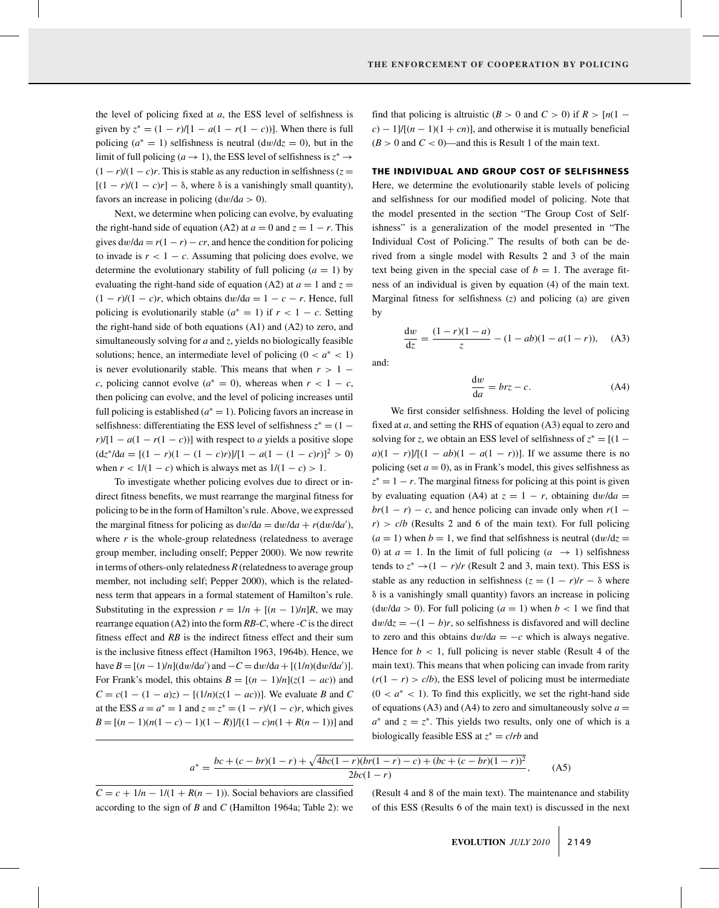the level of policing fixed at $a$, the ESS level of selfishness is given by $z^* = (1 - r)/[1 - a(1 - r(1 - c))]$. When there is full policing ($a^* = 1$) selfishness is neutral ($dw/dz = 0$), but in the limit of full policing ($a \rightarrow 1$), the ESS level of selfishness is $z^* \rightarrow (1 - r)/(1 - c)r$. This is stable as any reduction in selfishness ($z = [(1 - r)/(1 - c)r] - \delta$, where $\delta$ is a vanishingly small quantity), favors an increase in policing ($dw/da > 0$).

Next, we determine when policing can evolve, by evaluating the right-hand side of equation (A2) at $a = 0$ and $z = 1 - r$. This gives $dw/da = r(1 - r) - cr$, and hence the condition for policing to invade is $r < 1 - c$. Assuming that policing does evolve, we determine the evolutionary stability of full policing ($a = 1$) by evaluating the right-hand side of equation (A2) at $a = 1$ and $z = (1 - r)/(1 - c)r$, which obtains $dw/da = 1 - c - r$. Hence, full policing is evolutionarily stable ($a^* = 1$) if $r < 1 - c$. Setting the right-hand side of both equations (A1) and (A2) to zero, and simultaneously solving for $a$ and $z$, yields no biologically feasible solutions; hence, an intermediate level of policing ($0 < a^* < 1$) is never evolutionarily stable. This means that when $r > 1 - c$, policing cannot evolve ($a^* = 0$), whereas when $r < 1 - c$, then policing can evolve, and the level of policing increases until full policing is established ($a^* = 1$). Policing favors an increase in selfishness: differentiating the ESS level of selfishness $z^* = (1 - r)/[1 - a(1 - r(1 - c))]$ with respect to $a$ yields a positive slope ($dz^*/da = [(1 - r)(1 - (1 - c)r)]/[1 - a(1 - (1 - c)r)]^2 > 0$) when $r < 1/(1 - c)$ which is always met as $1/(1 - c) > 1$.

To investigate whether policing evolves due to direct or indirect fitness benefits, we must rearrange the marginal fitness for policing to be in the form of Hamilton's rule. Above, we expressed the marginal fitness for policing as $dw/da = dw/da' + r(dw/da')$, where $r$ is the whole-group relatedness (relatedness to average group member, including onself; Pepper 2000). We now rewrite in terms of others-only relatedness $R$ (relatedness to average group member, not including self; Pepper 2000), which is the relatedness term that appears in a formal statement of Hamilton's rule. Substituting in the expression $r = 1/n + [(n - 1)/n]R$, we may rearrange equation (A2) into the form $RB$-$C$, where -$C$ is the direct fitness effect and $RB$ is the indirect fitness effect and their sum is the inclusive fitness effect (Hamilton 1963, 1964b). Hence, we have $B = [(n - 1)/n](dw/da')$ and $-C = dw/da + [(1/n)(dw/da')]$. For Frank's model, this obtains $B = [(n - 1)/n](z(1 - ac))$ and $C = c(1 - (1 - a)z) - [(1/n)(z(1 - ac))]$. We evaluate $B$ and $C$ at the ESS $a = a^* = 1$ and $z = z^* = (1 - r)/(1 - c)r$, which gives $B = [(n - 1)(n(1 - c) - 1)(1 - R)]/[(1 - c)n(1 + R(n - 1))]$ and $C = c + 1/n - 1/(1 + R(n - 1))$. Social behaviors are classified according to the sign of $B$ and $C$ (Hamilton 1964a; Table 2): we find that policing is altruistic ($B > 0$ and $C > 0$) if $R > [n(1 - c) - 1]/[(n - 1)(1 + cn)]$, and otherwise it is mutually beneficial ($B > 0$ and $C < 0$)—and this is Result 1 of the main text.

## THE INDIVIDUAL AND GROUP COST OF SELFISHNESS

Here, we determine the evolutionarily stable levels of policing and selfishness for our modified model of policing. Note that the model presented in the section "The Group Cost of Selfishness" is a generalization of the model presented in "The Individual Cost of Policing." The results of both can be derived from a single model with Results 2 and 3 of the main text being given in the special case of $b = 1$. The average fitness of an individual is given by equation (4) of the main text. Marginal fitness for selfishness ($z$) and policing (a) are given by

$$\frac{dw}{dz} = \frac{(1 - r)(1 - a)}{z} - (1 - ab)(1 - a(1 - r)), \quad \text{(A3)}$$

and:

$$\frac{dw}{da} = brz - c. \quad \text{(A4)}$$

We first consider selfishness. Holding the level of policing fixed at $a$, and setting the RHS of equation (A3) equal to zero and solving for $z$, we obtain an ESS level of selfishness of $z^* = [(1 - a)(1 - r)]/[(1 - ab)(1 - a(1 - r))]$. If we assume there is no policing (set $a = 0$), as in Frank's model, this gives selfishness as $z^* = 1 - r$. The marginal fitness for policing at this point is given by evaluating equation (A4) at $z = 1 - r$, obtaining $dw/da = br(1 - r) - c$, and hence policing can invade only when $r(1 - r) > c/b$ (Results 2 and 6 of the main text). For full policing ($a = 1$) when $b = 1$, we find that selfishness is neutral ($dw/dz = 0$) at $a = 1$. In the limit of full policing ($a \rightarrow 1$) selfishness tends to $z^* \rightarrow (1 - r)/r$ (Result 2 and 3, main text). This ESS is stable as any reduction in selfishness ($z = (1 - r)/r - \delta$ where $\delta$ is a vanishingly small quantity) favors an increase in policing ($dw/da > 0$). For full policing ($a = 1$) when $b < 1$ we find that $dw/dz = -(1 - b)r$, so selfishness is disfavored and will decline to zero and this obtains $dw/da = -c$ which is always negative. Hence for $b < 1$, full policing is never stable (Result 4 of the main text). This means that when policing can invade from rarity ($r(1 - r) > c/b$), the ESS level of policing must be intermediate ($0 < a^* < 1$). To find this explicitly, we set the right-hand side of equations (A3) and (A4) to zero and simultaneously solve $a = a^*$ and $z = z^*$. This yields two results, only one of which is a biologically feasible ESS at $z^* = c/rb$ and

$$a^* = \frac{bc + (c - br)(1 - r) + \sqrt{4bc(1 - r)(br(1 - r) - c) + (bc + (c - br)(1 - r))^2}}{2bc(1 - r)}, \quad \text{(A5)}$$

(Result 4 and 8 of the main text). The maintenance and stability of this ESS (Results 6 of the main text) is discussed in the next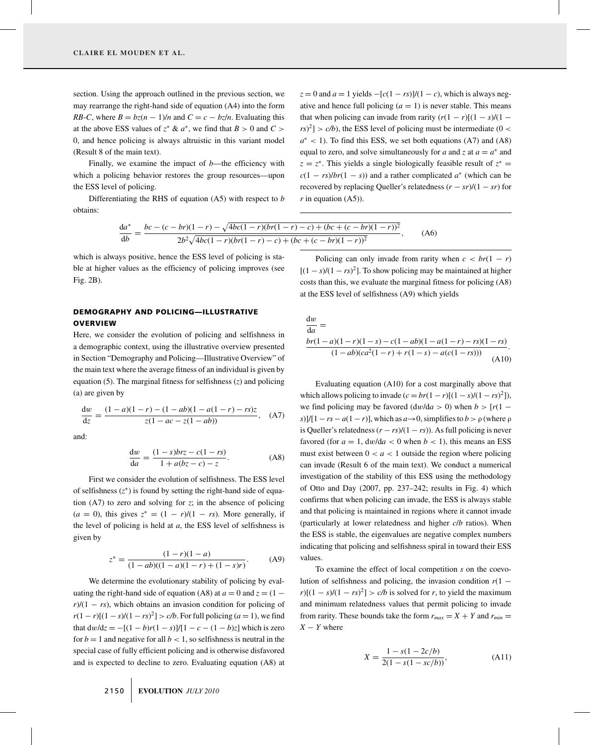section. Using the approach outlined in the previous section, we may rearrange the right-hand side of equation (A4) into the form $RB$-$C$, where $B = bz(n-1)/n$ and $C = c - bz/n$. Evaluating this at the above ESS values of $z^*$ & $a^*$, we find that $B > 0$ and $C > 0$, and hence policing is always altruistic in this variant model (Result 8 of the main text).

Finally, we examine the impact of $b$—the efficiency with which a policing behavior restores the group resources—upon the ESS level of policing.

Differentiating the RHS of equation (A5) with respect to $b$ obtains:

$$\frac{\mathrm{d}a^*}{\mathrm{d}b} = \frac{bc - (c - br)(1-r) - \sqrt{4bc(1-r)(br(1-r)-c) + (bc + (c-br)(1-r))^2}}{2b^2\sqrt{4bc(1-r)(br(1-r)-c) + (bc + (c-br)(1-r))^2}}, \qquad \text{(A6)}$$

which is always positive, hence the ESS level of policing is stable at higher values as the efficiency of policing improves (see Fig. 2B).

## DEMOGRAPHY AND POLICING—ILLUSTRATIVE OVERVIEW

Here, we consider the evolution of policing and selfishness in a demographic context, using the illustrative overview presented in Section "Demography and Policing—Illustrative Overview" of the main text where the average fitness of an individual is given by equation (5). The marginal fitness for selfishness ($z$) and policing ($a$) are given by

$$\frac{\mathrm{d}w}{\mathrm{d}z} = \frac{(1-a)(1-r) - (1-ab)(1-a(1-r)-rs)z}{z(1-ac-z(1-ab))}, \quad \text{(A7)}$$

and:

$$\frac{\mathrm{d}w}{\mathrm{d}a} = \frac{(1-s)brz - c(1-rs)}{1 + a(bz-c) - z}. \qquad \text{(A8)}$$

First we consider the evolution of selfishness. The ESS level of selfishness ($z^*$) is found by setting the right-hand side of equation (A7) to zero and solving for $z$; in the absence of policing ($a = 0$), this gives $z^* = (1-r)/(1-rs)$. More generally, if the level of policing is held at $a$, the ESS level of selfishness is given by

$$z^* = \frac{(1-r)(1-a)}{(1-ab)((1-a)(1-r)+(1-s)r)}. \qquad \text{(A9)}$$

We determine the evolutionary stability of policing by evaluating the right-hand side of equation (A8) at $a = 0$ and $z = (1-r)/(1-rs)$, which obtains an invasion condition for policing of $r(1-r)[(1-s)/(1-rs)^2] > c/b$. For full policing ($a = 1$), we find that $\mathrm{d}w/\mathrm{d}z = -[(1-b)r(1-s)]/[1-c-(1-b)z]$ which is zero for $b = 1$ and negative for all $b < 1$, so selfishness is neutral in the special case of fully efficient policing and is otherwise disfavored and is expected to decline to zero. Evaluating equation (A8) at $z = 0$ and $a = 1$ yields $-[c(1-rs)]/(1-c)$, which is always negative and hence full policing ($a = 1$) is never stable. This means that when policing can invade from rarity ($r(1-r)[(1-s)/(1-rs)^2] > c/b$), the ESS level of policing must be intermediate ($0 < a^* < 1$). To find this ESS, we set both equations (A7) and (A8) equal to zero, and solve simultaneously for $a$ and $z$ at $a = a^*$ and $z = z^*$. This yields a single biologically feasible result of $z^* = c(1-rs)/br(1-s)$) and a rather complicated $a^*$ (which can be recovered by replacing Queller's relatedness $(r - sr)/(1 - sr)$ for $r$ in equation (A5)).

Policing can only invade from rarity when $c < br(1-r)[(1-s)/(1-rs)^2]$. To show policing may be maintained at higher costs than this, we evaluate the marginal fitness for policing (A8) at the ESS level of selfishness (A9) which yields

$$\frac{\mathrm{d}w}{\mathrm{d}a} = \frac{br(1-a)(1-r)(1-s) - c(1-ab)(1-a(1-r)-rs)(1-rs)}{(1-ab)(ca^2(1-r) + r(1-s) - a(c(1-rs)))}. \qquad \text{(A10)}$$

Evaluating equation (A10) for a cost marginally above that which allows policing to invade ($c = br(1-r)[(1-s)/(1-rs)^2]$), we find policing may be favored ($\mathrm{d}w/\mathrm{d}a > 0$) when $b > [r(1-s)]/[1-rs-a(1-r)]$, which as $a \to 0$, simplifies to $b > \rho$ (where $\rho$ is Queller's relatedness $(r - rs)/(1 - rs)$). As full policing is never favored (for $a = 1$, $\mathrm{d}w/\mathrm{d}a < 0$ when $b < 1$), this means an ESS must exist between $0 < a < 1$ outside the region where policing can invade (Result 6 of the main text). We conduct a numerical investigation of the stability of this ESS using the methodology of Otto and Day (2007, pp. 237–242; results in Fig. 4) which confirms that when policing can invade, the ESS is always stable and that policing is maintained in regions where it cannot invade (particularly at lower relatedness and higher $c/b$ ratios). When the ESS is stable, the eigenvalues are negative complex numbers indicating that policing and selfishness spiral in toward their ESS values.

To examine the effect of local competition $s$ on the coevolution of selfishness and policing, the invasion condition $r(1-r)[(1-s)/(1-rs)^2] > c/b$ is solved for $r$, to yield the maximum and minimum relatedness values that permit policing to invade from rarity. These bounds take the form $r_{max} = X + Y$ and $r_{min} = X - Y$ where

$$X = \frac{1 - s(1 - 2c/b)}{2(1 - s(1 - sc/b))}, \qquad \text{(A11)}$$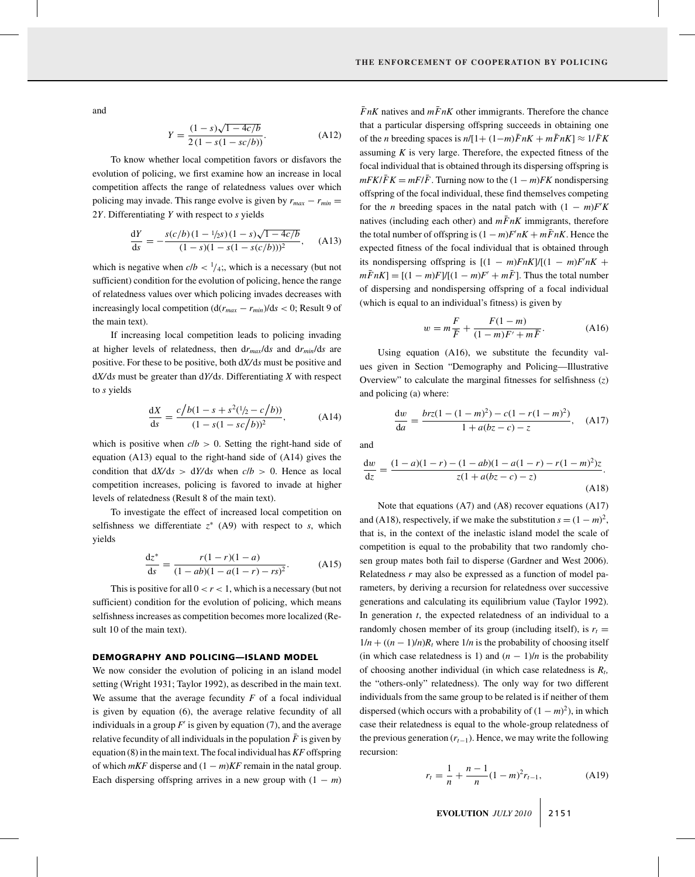and

$$Y = \frac{(1-s)\sqrt{1-4c/b}}{2\,(1-s(1-sc/b))}. \tag{A12}$$

To know whether local competition favors or disfavors the evolution of policing, we first examine how an increase in local competition affects the range of relatedness values over which policing may invade. This range evolve is given by $r_{max} - r_{min} = 2Y$. Differentiating $Y$ with respect to $s$ yields

$$\frac{\mathrm{d}Y}{\mathrm{d}s} = -\frac{s(c/b)\,(1-{}^{1}\!/_{2}s)\,(1-s)\sqrt{1-4c/b}}{(1-s)(1-s(1-s(c/b)))^2}, \tag{A13}$$

which is negative when $c/b < {}^{1}\!/_{4}$;, which is a necessary (but not sufficient) condition for the evolution of policing, hence the range of relatedness values over which policing invades decreases with increasingly local competition ($\mathrm{d}(r_{max} - r_{min})/\mathrm{d}s < 0$; Result 9 of the main text).

If increasing local competition leads to policing invading at higher levels of relatedness, then $\mathrm{d}r_{max}/\mathrm{d}s$ and $\mathrm{d}r_{min}/\mathrm{d}s$ are positive. For these to be positive, both $\mathrm{d}X/\mathrm{d}s$ must be positive and $\mathrm{d}X/\mathrm{d}s$ must be greater than $\mathrm{d}Y/\mathrm{d}s$. Differentiating $X$ with respect to $s$ yields

$$\frac{\mathrm{d}X}{\mathrm{d}s} = \frac{c/b(1-s+s^2({}^{1}\!/_{2}-c/b))}{(1-s(1-sc/b))^2}, \tag{A14}$$

which is positive when $c/b > 0$. Setting the right-hand side of equation (A13) equal to the right-hand side of (A14) gives the condition that $\mathrm{d}X/\mathrm{d}s > \mathrm{d}Y/\mathrm{d}s$ when $c/b > 0$. Hence as local competition increases, policing is favored to invade at higher levels of relatedness (Result 8 of the main text).

To investigate the effect of increased local competition on selfishness we differentiate $z^*$ (A9) with respect to $s$, which yields

$$\frac{\mathrm{d}z^*}{\mathrm{d}s} = \frac{r(1-r)(1-a)}{(1-ab)(1-a(1-r)-rs)^2}. \tag{A15}$$

This is positive for all $0 < r < 1$, which is a necessary (but not sufficient) condition for the evolution of policing, which means selfishness increases as competition becomes more localized (Result 10 of the main text).

## DEMOGRAPHY AND POLICING—ISLAND MODEL

We now consider the evolution of policing in an island model setting (Wright 1931; Taylor 1992), as described in the main text. We assume that the average fecundity $F$ of a focal individual is given by equation (6), the average relative fecundity of all individuals in a group $F'$ is given by equation (7), and the average relative fecundity of all individuals in the population $\bar{F}$ is given by equation (8) in the main text. The focal individual has $KF$ offspring of which $mKF$ disperse and $(1-m)KF$ remain in the natal group. Each dispersing offspring arrives in a new group with $(1-m)\bar{F}nK$ natives and $m\bar{F}nK$ other immigrants. Therefore the chance that a particular dispersing offspring succeeds in obtaining one of the $n$ breeding spaces is $n/[1+(1-m)\bar{F}nK + m\bar{F}nK] \approx 1/\bar{F}K$ assuming $K$ is very large. Therefore, the expected fitness of the focal individual that is obtained through its dispersing offspring is $mFK/\bar{F}K = mF/\bar{F}$. Turning now to the $(1-m)FK$ nondispersing offspring of the focal individual, these find themselves competing for the $n$ breeding spaces in the natal patch with $(1-m)F'K$ natives (including each other) and $m\bar{F}nK$ immigrants, therefore the total number of offspring is $(1-m)F'nK + m\bar{F}nK$. Hence the expected fitness of the focal individual that is obtained through its nondispersing offspring is $[(1-m)FnK]/[(1-m)F'nK + m\bar{F}nK] = [(1-m)F]/[(1-m)F' + m\bar{F}]$. Thus the total number of dispersing and nondispersing offspring of a focal individual (which is equal to an individual's fitness) is given by

$$w = m\frac{F}{\bar{F}} + \frac{F(1-m)}{(1-m)F' + m\bar{F}}. \tag{A16}$$

Using equation (A16), we substitute the fecundity values given in Section "Demography and Policing—Illustrative Overview" to calculate the marginal fitnesses for selfishness ($z$) and policing ($a$) where:

$$\frac{\mathrm{d}w}{\mathrm{d}a} = \frac{brz(1-(1-m)^2) - c(1-r(1-m)^2)}{1+a(bz-c)-z}, \tag{A17}$$

and

$$\frac{\mathrm{d}w}{\mathrm{d}z} = \frac{(1-a)(1-r) - (1-ab)(1-a(1-r)-r(1-m)^2)z}{z(1+a(bz-c)-z)}. \tag{A18}$$

Note that equations (A7) and (A8) recover equations (A17) and (A18), respectively, if we make the substitution $s = (1-m)^2$, that is, in the context of the inelastic island model the scale of competition is equal to the probability that two randomly chosen group mates both fail to disperse (Gardner and West 2006). Relatedness $r$ may also be expressed as a function of model parameters, by deriving a recursion for relatedness over successive generations and calculating its equilibrium value (Taylor 1992). In generation $t$, the expected relatedness of an individual to a randomly chosen member of its group (including itself), is $r_t = 1/n + ((n-1)/n)R_t$ where $1/n$ is the probability of choosing itself (in which case relatedness is 1) and $(n-1)/n$ is the probability of choosing another individual (in which case relatedness is $R_t$, the "others-only" relatedness). The only way for two different individuals from the same group to be related is if neither of them dispersed (which occurs with a probability of $(1-m)^2$), in which case their relatedness is equal to the whole-group relatedness of the previous generation ($r_{t-1}$). Hence, we may write the following recursion:

$$r_t = \frac{1}{n} + \frac{n-1}{n}(1-m)^2 r_{t-1}, \tag{A19}$$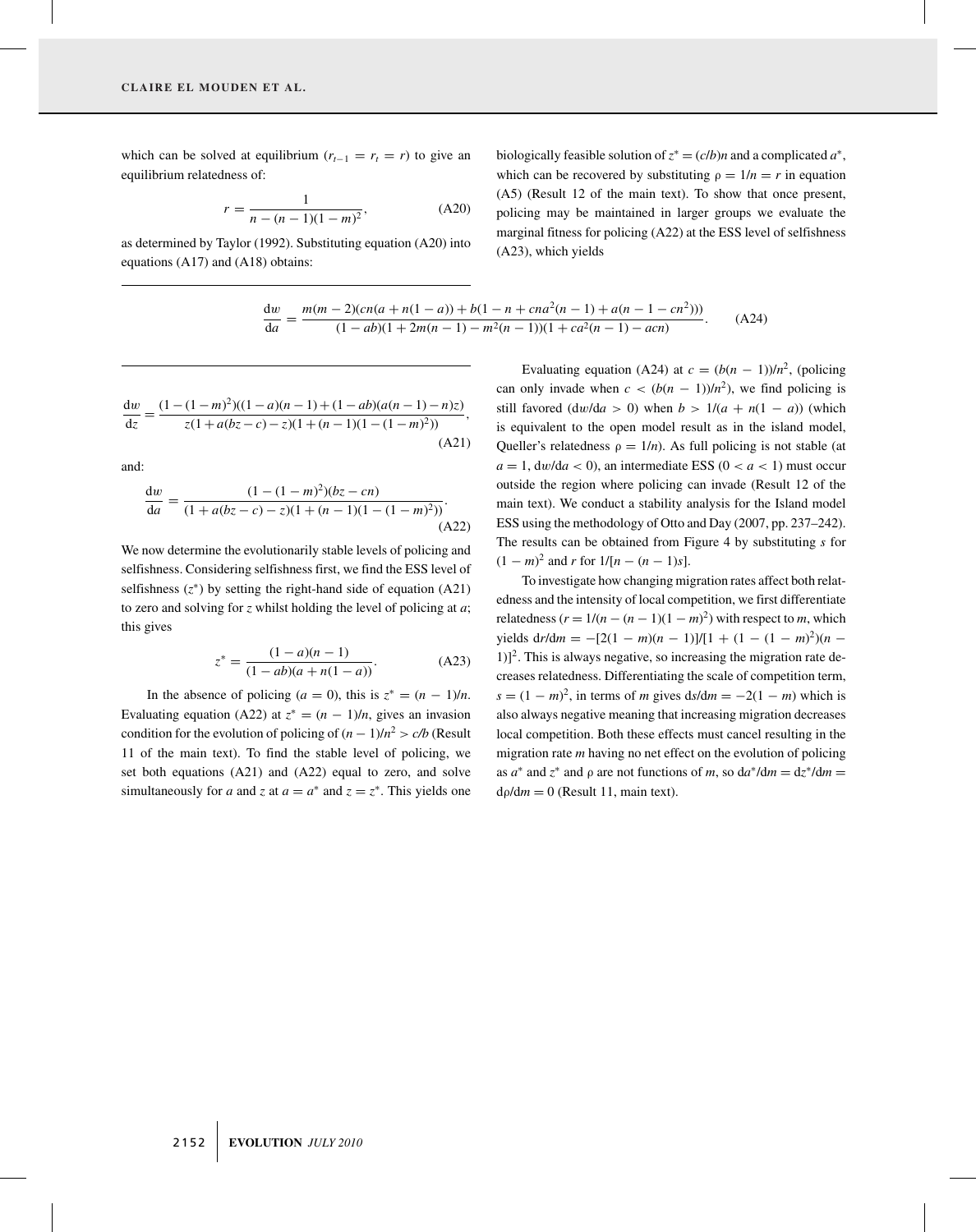which can be solved at equilibrium ($r_{t-1} = r_t = r$) to give an equilibrium relatedness of:

$$r = \frac{1}{n - (n-1)(1-m)^2}, \tag{A20}$$

as determined by Taylor (1992). Substituting equation (A20) into equations (A17) and (A18) obtains:

$$\frac{\mathrm{d}w}{\mathrm{d}z} = \frac{(1-(1-m)^2)((1-a)(n-1)+(1-ab)(a(n-1)-n)z)}{z(1+a(bz-c)-z)(1+(n-1)(1-(1-m)^2))}, \tag{A21}$$

and:

$$\frac{\mathrm{d}w}{\mathrm{d}a} = \frac{(1-(1-m)^2)(bz-cn)}{(1+a(bz-c)-z)(1+(n-1)(1-(1-m)^2))}. \tag{A22}$$

We now determine the evolutionarily stable levels of policing and selfishness. Considering selfishness first, we find the ESS level of selfishness ($z^*$) by setting the right-hand side of equation (A21) to zero and solving for $z$ whilst holding the level of policing at $a$; this gives

$$z^* = \frac{(1-a)(n-1)}{(1-ab)(a+n(1-a))}. \tag{A23}$$

In the absence of policing ($a = 0$), this is $z^* = (n-1)/n$. Evaluating equation (A22) at $z^* = (n-1)/n$, gives an invasion condition for the evolution of policing of $(n-1)/n^2 > c/b$ (Result 11 of the main text). To find the stable level of policing, we set both equations (A21) and (A22) equal to zero, and solve simultaneously for $a$ and $z$ at $a = a^*$ and $z = z^*$. This yields one biologically feasible solution of $z^* = (c/b)n$ and a complicated $a^*$, which can be recovered by substituting $\rho = 1/n = r$ in equation (A5) (Result 12 of the main text). To show that once present, policing may be maintained in larger groups we evaluate the marginal fitness for policing (A22) at the ESS level of selfishness (A23), which yields

$$\frac{\mathrm{d}w}{\mathrm{d}a} = \frac{m(m-2)(cn(a+n(1-a))+b(1-n+cna^2(n-1)+a(n-1-cn^2)))}{(1-ab)(1+2m(n-1)-m^2(n-1))(1+ca^2(n-1)-acn)}. \tag{A24}$$

Evaluating equation (A24) at $c = (b(n-1))/n^2$, (policing can only invade when $c < (b(n-1))/n^2$), we find policing is still favored ($\mathrm{d}w/\mathrm{d}a > 0$) when $b > 1/(a + n(1-a))$ (which is equivalent to the open model result as in the island model, Queller's relatedness $\rho = 1/n$). As full policing is not stable (at $a = 1$, $\mathrm{d}w/\mathrm{d}a < 0$), an intermediate ESS ($0 < a < 1$) must occur outside the region where policing can invade (Result 12 of the main text). We conduct a stability analysis for the Island model ESS using the methodology of Otto and Day (2007, pp. 237–242). The results can be obtained from Figure 4 by substituting $s$ for $(1-m)^2$ and $r$ for $1/[n-(n-1)s]$.

To investigate how changing migration rates affect both relatedness and the intensity of local competition, we first differentiate relatedness ($r = 1/(n-(n-1)(1-m)^2)$ with respect to $m$, which yields $\mathrm{d}r/\mathrm{d}m = -[2(1-m)(n-1)]/[1+(1-(1-m)^2)(n-1)]^2$. This is always negative, so increasing the migration rate decreases relatedness. Differentiating the scale of competition term, $s = (1-m)^2$, in terms of $m$ gives $\mathrm{d}s/\mathrm{d}m = -2(1-m)$ which is also always negative meaning that increasing migration decreases local competition. Both these effects must cancel resulting in the migration rate $m$ having no net effect on the evolution of policing as $a^*$ and $z^*$ and $\rho$ are not functions of $m$, so $\mathrm{d}a^*/\mathrm{d}m = \mathrm{d}z^*/\mathrm{d}m = \mathrm{d}\rho/\mathrm{d}m = 0$ (Result 11, main text).